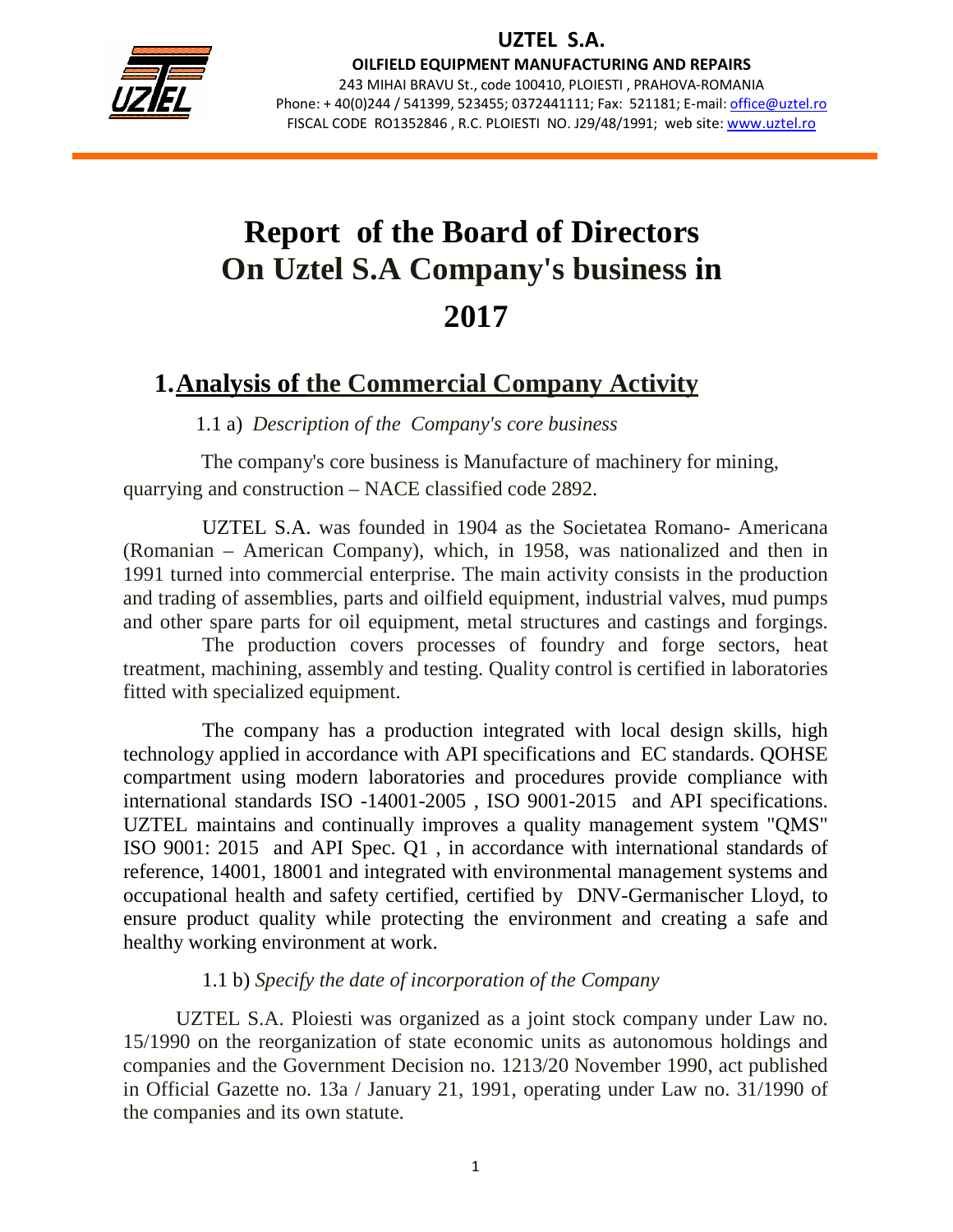UZTEL S.A.

OILFIELD EQUIPMENT MANUFACTURING AND REPAIRS

243 MIHAI BRAVU St., code 100410, PLOIESTI , PRAHOVA-ROMANIA

Phone: + 40(0)244 / 541399, 523455; 0372441111; Fax: 521181; E-mail: office@uztel.ro

FISCAL CODE RO1352846 , R.C. PLOIESTI NO. J29/48/1991; web site: www.uztel.ro

# Report of the Board of Directors On Uztel S.A Company's business in 2017

## 1. Analysis of the Commercial Company Activity

1.1 a) *Description of the Company's core business*

The company's core business is Manufacture of machinery for mining, quarrying and construction – NACE classified code 2892.

UZTEL S.A. was founded in 1904 as the Societatea Romano- Americana (Romanian – American Company), which, in 1958, was nationalized and then in 1991 turned into commercial enterprise. The main activity consists in the production and trading of assemblies, parts and oilfield equipment, industrial valves, mud pumps and other spare parts for oil equipment, metal structures and castings and forgings.

The production covers processes of foundry and forge sectors, heat treatment, machining, assembly and testing. Quality control is certified in laboratories fitted with specialized equipment.

The company has a production integrated with local design skills, high technology applied in accordance with API specifications and EC standards. QOHSE compartment using modern laboratories and procedures provide compliance with international standards ISO -14001-2005 , ISO 9001-2015 and API specifications. UZTEL maintains and continually improves a quality management system "QMS" ISO 9001: 2015 and API Spec. Q1 , in accordance with international standards of reference, 14001, 18001 and integrated with environmental management systems and occupational health and safety certified, certified by DNV-Germanischer Lloyd, to ensure product quality while protecting the environment and creating a safe and healthy working environment at work.

1.1 b) *Specify the date of incorporation of the Company*

UZTEL S.A. Ploiesti was organized as a joint stock company under Law no. 15/1990 on the reorganization of state economic units as autonomous holdings and companies and the Government Decision no. 1213/20 November 1990, act published in Official Gazette no. 13a / January 21, 1991, operating under Law no. 31/1990 of the companies and its own statute.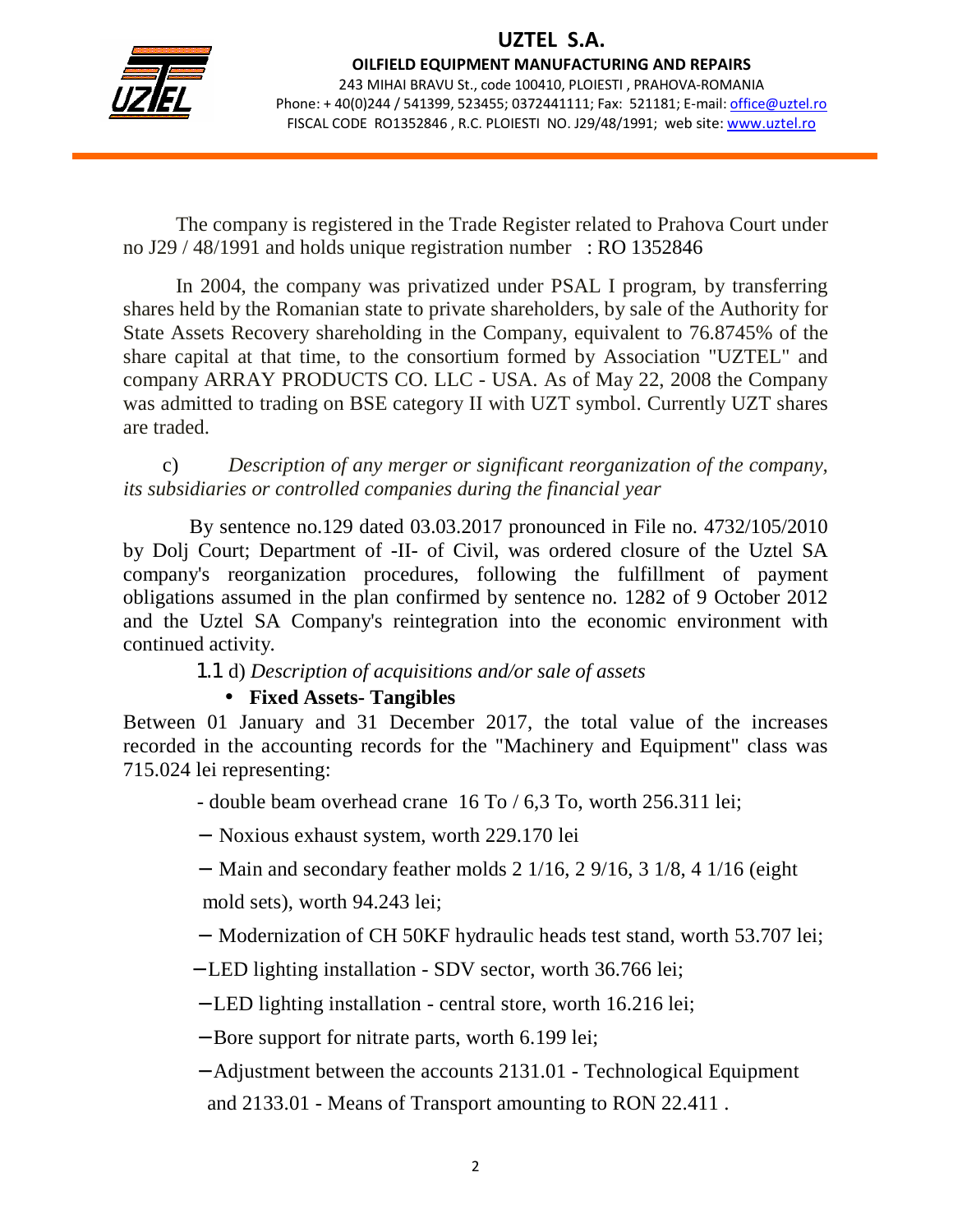The company is registered in the Trade Register related to Prahova Court under no J29 / 48/1991 and holds unique registration number : RO 1352846

In 2004, the company was privatized under PSAL I program, by transferring shares held by the Romanian state to private shareholders, by sale of the Authority for State Assets Recovery shareholding in the Company, equivalent to 76.8745% of the share capital at that time, to the consortium formed by Association "UZTEL" and company ARRAY PRODUCTS CO. LLC - USA. As of May 22, 2008 the Company was admitted to trading on BSE category II with UZT symbol. Currently UZT shares are traded.

c) *Description of any merger or significant reorganization of the company, its subsidiaries or controlled companies during the financial year*

By sentence no.129 dated 03.03.2017 pronounced in File no. 4732/105/2010 by Dolj Court; Department of -II- of Civil, was ordered closure of the Uztel SA company's reorganization procedures, following the fulfillment of payment obligations assumed in the plan confirmed by sentence no. 1282 of 9 October 2012 and the Uztel SA Company's reintegration into the economic environment with continued activity.

1.1 d) *Description of acquisitions and/or sale of assets*

- **Fixed Assets- Tangibles**

Between 01 January and 31 December 2017, the total value of the increases recorded in the accounting records for the "Machinery and Equipment" class was 715.024 lei representing:

- double beam overhead crane 16 To / 6,3 To, worth 256.311 lei;
- Noxious exhaust system, worth 229.170 lei
- Main and secondary feather molds 2 1/16, 2 9/16, 3 1/8, 4 1/16 (eight mold sets), worth 94.243 lei;
- Modernization of CH 50KF hydraulic heads test stand, worth 53.707 lei;
- LED lighting installation - SDV sector, worth 36.766 lei;
- LED lighting installation - central store, worth 16.216 lei;
- Bore support for nitrate parts, worth 6.199 lei;
- Adjustment between the accounts 2131.01 - Technological Equipment and 2133.01 - Means of Transport amounting to RON 22.411 .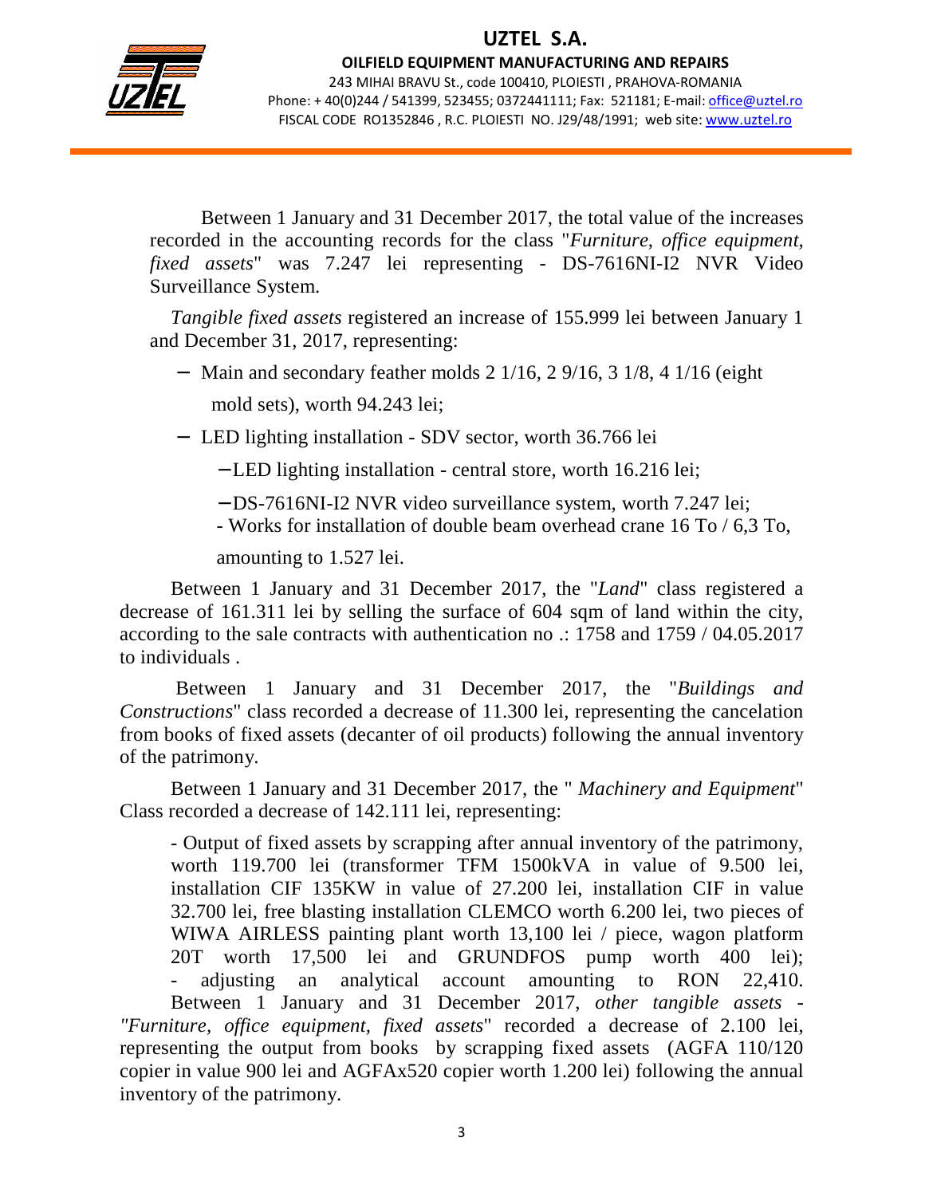Between 1 January and 31 December 2017, the total value of the increases recorded in the accounting records for the class "*Furniture, office equipment, fixed assets*" was 7.247 lei representing - DS-7616NI-I2 NVR Video Surveillance System.

*Tangible fixed assets* registered an increase of 155.999 lei between January 1 and December 31, 2017, representing:

- Main and secondary feather molds 2 1/16, 2 9/16, 3 1/8, 4 1/16 (eight mold sets), worth 94.243 lei;
- LED lighting installation - SDV sector, worth 36.766 lei
- LED lighting installation - central store, worth 16.216 lei;
- DS-7616NI-I2 NVR video surveillance system, worth 7.247 lei;
- Works for installation of double beam overhead crane 16 To / 6,3 To, amounting to 1.527 lei.

Between 1 January and 31 December 2017, the "*Land*" class registered a decrease of 161.311 lei by selling the surface of 604 sqm of land within the city, according to the sale contracts with authentication no .: 1758 and 1759 / 04.05.2017 to individuals .

Between 1 January and 31 December 2017, the "*Buildings and Constructions*" class recorded a decrease of 11.300 lei, representing the cancelation from books of fixed assets (decanter of oil products) following the annual inventory of the patrimony.

Between 1 January and 31 December 2017, the " *Machinery and Equipment*" Class recorded a decrease of 142.111 lei, representing:

- Output of fixed assets by scrapping after annual inventory of the patrimony, worth 119.700 lei (transformer TFM 1500kVA in value of 9.500 lei, installation CIF 135KW in value of 27.200 lei, installation CIF in value 32.700 lei, free blasting installation CLEMCO worth 6.200 lei, two pieces of WIWA AIRLESS painting plant worth 13,100 lei / piece, wagon platform 20T worth 17,500 lei and GRUNDFOS pump worth 400 lei);
- adjusting an analytical account amounting to RON 22,410.

Between 1 January and 31 December 2017, *other tangible assets - "Furniture, office equipment, fixed assets*" recorded a decrease of 2.100 lei, representing the output from books by scrapping fixed assets (AGFA 110/120 copier in value 900 lei and AGFAx520 copier worth 1.200 lei) following the annual inventory of the patrimony.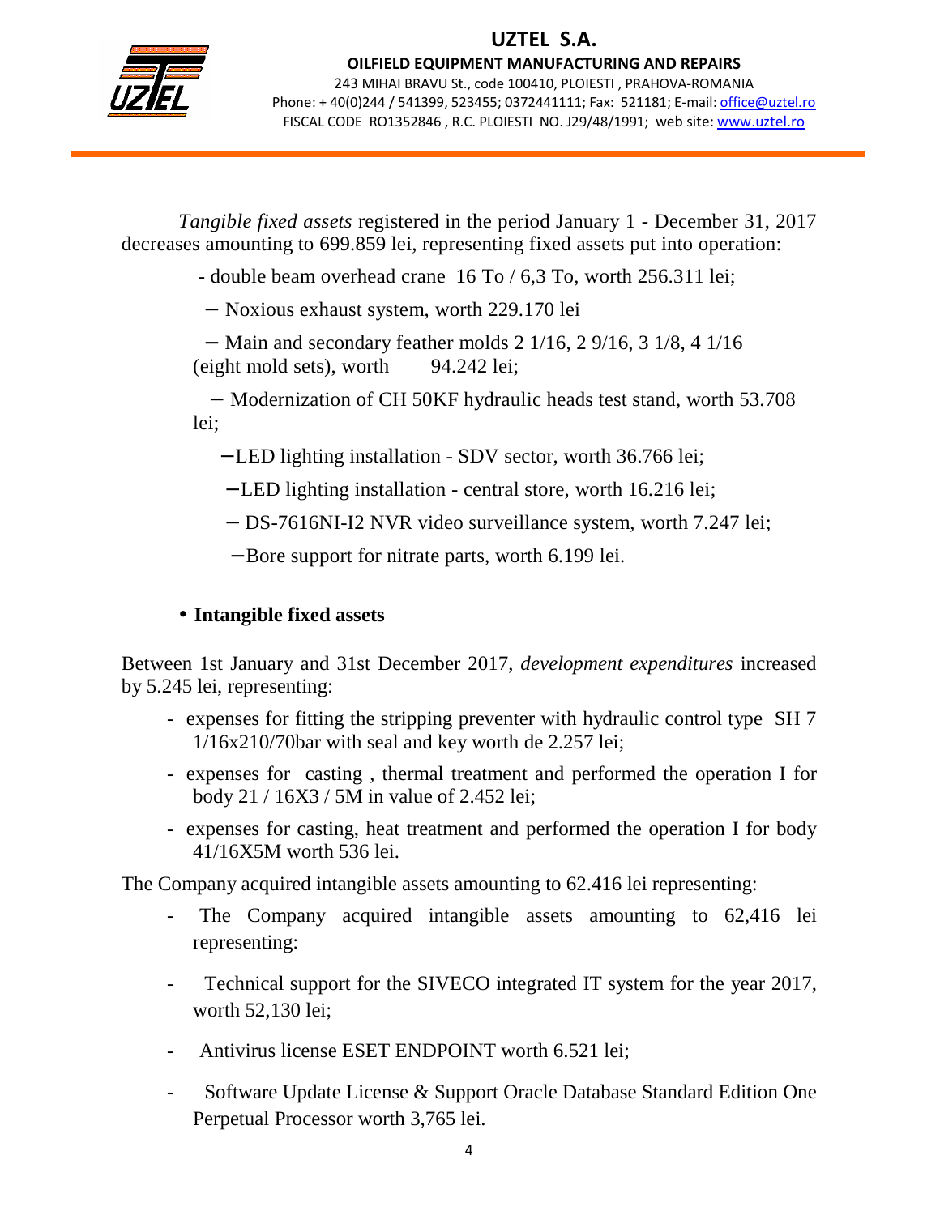*Tangible fixed assets* registered in the period January 1 - December 31, 2017 decreases amounting to 699.859 lei, representing fixed assets put into operation:

- double beam overhead crane 16 To / 6,3 To, worth 256.311 lei;
- Noxious exhaust system, worth 229.170 lei
- Main and secondary feather molds 2 1/16, 2 9/16, 3 1/8, 4 1/16 (eight mold sets), worth 94.242 lei;
- Modernization of CH 50KF hydraulic heads test stand, worth 53.708 lei;
- LED lighting installation - SDV sector, worth 36.766 lei;
- LED lighting installation - central store, worth 16.216 lei;
- DS-7616NI-I2 NVR video surveillance system, worth 7.247 lei;
- Bore support for nitrate parts, worth 6.199 lei.

- **Intangible fixed assets**

Between 1st January and 31st December 2017, *development expenditures* increased by 5.245 lei, representing:

- expenses for fitting the stripping preventer with hydraulic control type SH 7 1/16x210/70bar with seal and key worth de 2.257 lei;
- expenses for casting , thermal treatment and performed the operation I for body 21 / 16X3 / 5M in value of 2.452 lei;
- expenses for casting, heat treatment and performed the operation I for body 41/16X5M worth 536 lei.

The Company acquired intangible assets amounting to 62.416 lei representing:

- The Company acquired intangible assets amounting to 62,416 lei representing:
- Technical support for the SIVECO integrated IT system for the year 2017, worth 52,130 lei;
- Antivirus license ESET ENDPOINT worth 6.521 lei;
- Software Update License & Support Oracle Database Standard Edition One Perpetual Processor worth 3,765 lei.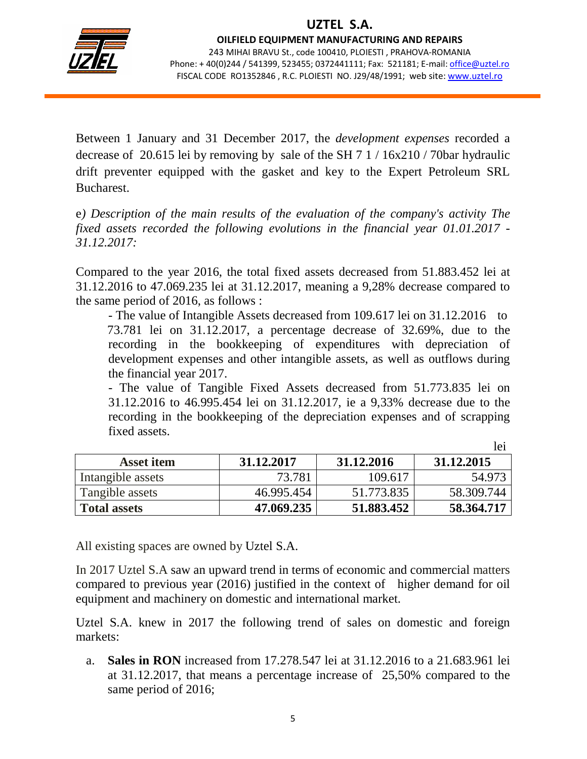Between 1 January and 31 December 2017, the *development expenses* recorded a decrease of 20.615 lei by removing by sale of the SH 7 1 / 16x210 / 70bar hydraulic drift preventer equipped with the gasket and key to the Expert Petroleum SRL Bucharest.

e*) Description of the main results of the evaluation of the company's activity The fixed assets recorded the following evolutions in the financial year 01.01.2017 - 31.12.2017:*

Compared to the year 2016, the total fixed assets decreased from 51.883.452 lei at 31.12.2016 to 47.069.235 lei at 31.12.2017, meaning a 9,28% decrease compared to the same period of 2016, as follows :

- The value of Intangible Assets decreased from 109.617 lei on 31.12.2016 to 73.781 lei on 31.12.2017, a percentage decrease of 32.69%, due to the recording in the bookkeeping of expenditures with depreciation of development expenses and other intangible assets, as well as outflows during the financial year 2017.
- The value of Tangible Fixed Assets decreased from 51.773.835 lei on 31.12.2016 to 46.995.454 lei on 31.12.2017, ie a 9,33% decrease due to the recording in the bookkeeping of the depreciation expenses and of scrapping fixed assets.

lei

| Asset item | 31.12.2017 | 31.12.2016 | 31.12.2015 |
|---|---|---|---|
| Intangible assets | 73.781 | 109.617 | 54.973 |
| Tangible assets | 46.995.454 | 51.773.835 | 58.309.744 |
| **Total assets** | **47.069.235** | **51.883.452** | **58.364.717** |

All existing spaces are owned by Uztel S.A.

In 2017 Uztel S.A saw an upward trend in terms of economic and commercial matters compared to previous year (2016) justified in the context of higher demand for oil equipment and machinery on domestic and international market.

Uztel S.A. knew in 2017 the following trend of sales on domestic and foreign markets:

a. **Sales in RON** increased from 17.278.547 lei at 31.12.2016 to a 21.683.961 lei at 31.12.2017, that means a percentage increase of 25,50% compared to the same period of 2016;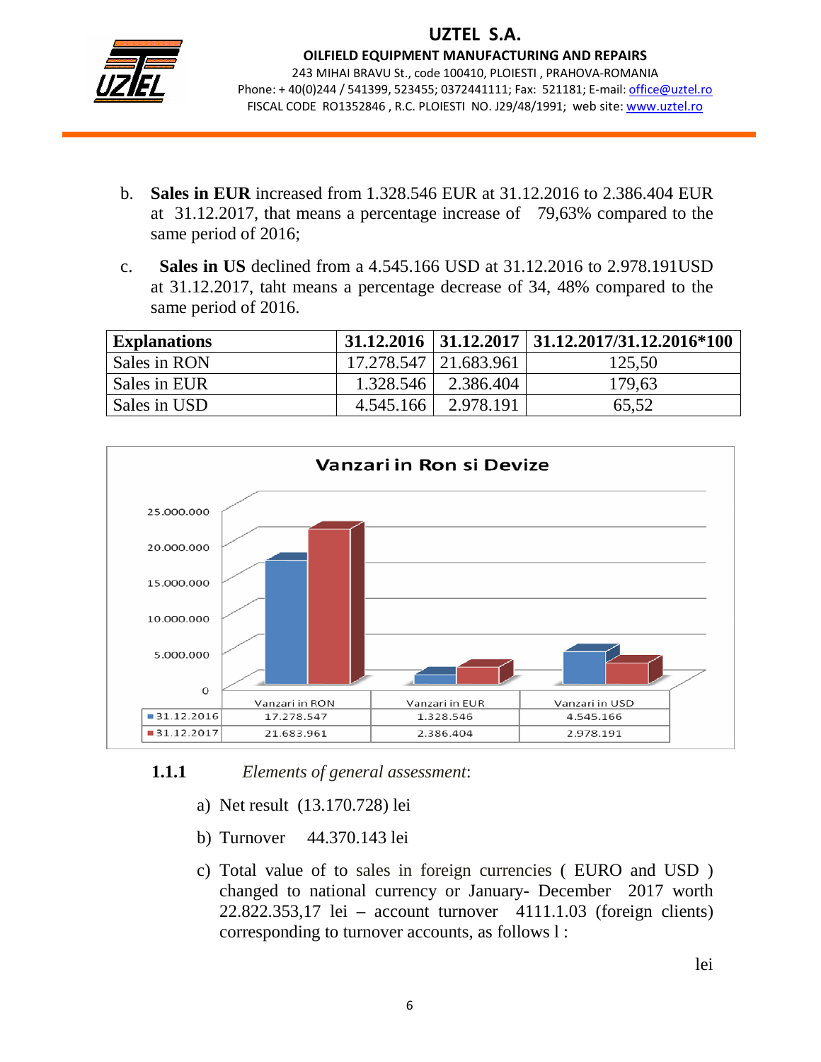b. **Sales in EUR** increased from 1.328.546 EUR at 31.12.2016 to 2.386.404 EUR at 31.12.2017, that means a percentage increase of 79,63% compared to the same period of 2016;

c. **Sales in US** declined from a 4.545.166 USD at 31.12.2016 to 2.978.191USD at 31.12.2017, taht means a percentage decrease of 34, 48% compared to the same period of 2016.

| Explanations | 31.12.2016 | 31.12.2017 | 31.12.2017/31.12.2016*100 |
|---|---|---|---|
| Sales in RON | 17.278.547 | 21.683.961 | 125,50 |
| Sales in EUR | 1.328.546 | 2.386.404 | 179,63 |
| Sales in USD | 4.545.166 | 2.978.191 | 65,52 |

**Vanzari in Ron si Devize**

| | Vanzari in RON | Vanzari in EUR | Vanzari in USD |
|---|---|---|---|
| 31.12.2016 | 17.278.547 | 1.328.546 | 4.545.166 |
| 31.12.2017 | 21.683.961 | 2.386.404 | 2.978.191 |

**1.1.1** *Elements of general assessment*:

a) Net result (13.170.728) lei

b) Turnover 44.370.143 lei

c) Total value of to sales in foreign currencies ( EURO and USD ) changed to national currency or January- December 2017 worth 22.822.353,17 lei – account turnover 4111.1.03 (foreign clients) corresponding to turnover accounts, as follows l :

lei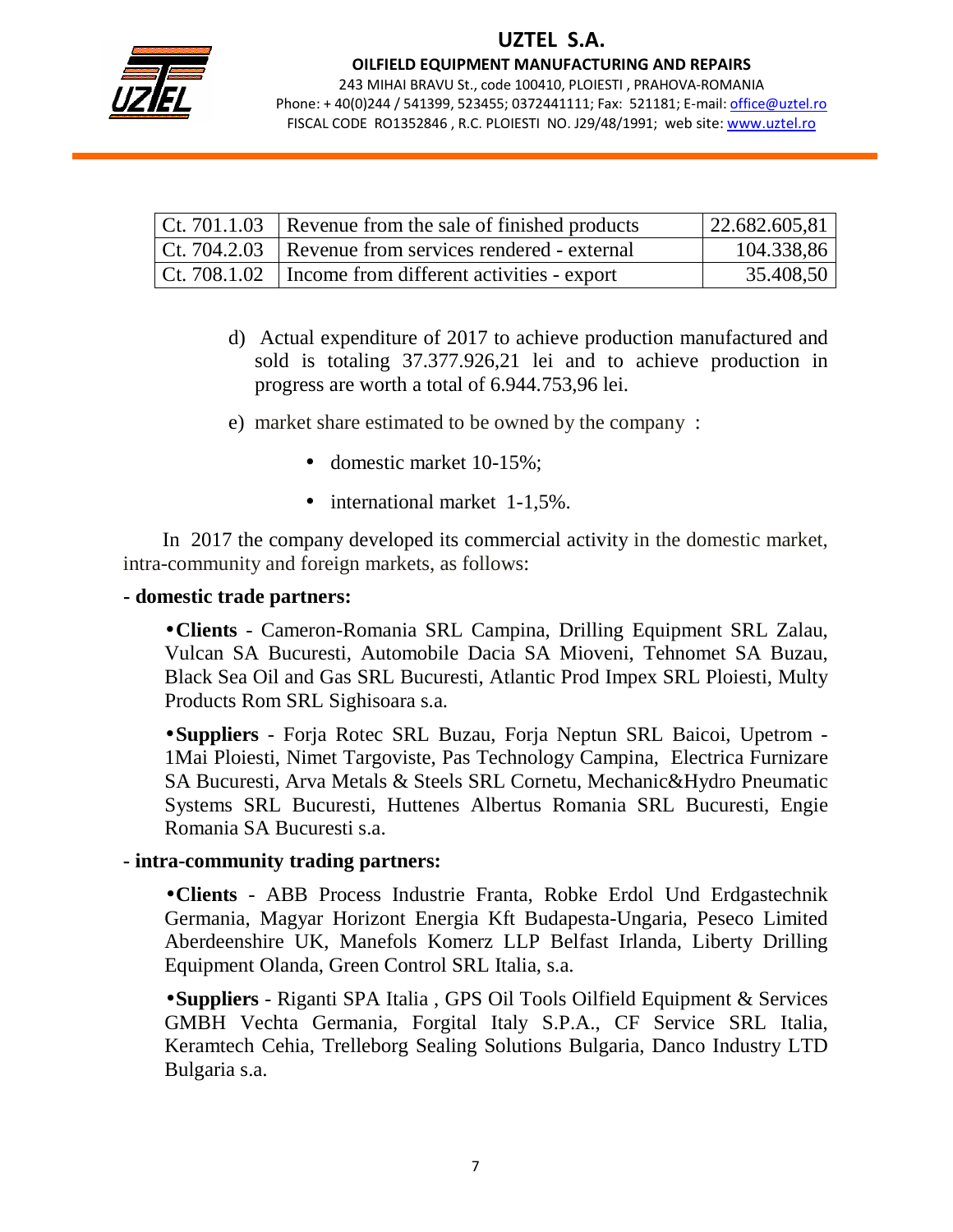| | | |
|---|---|---|
| Ct. 701.1.03 | Revenue from the sale of finished products | 22.682.605,81 |
| Ct. 704.2.03 | Revenue from services rendered - external | 104.338,86 |
| Ct. 708.1.02 | Income from different activities - export | 35.408,50 |

d) Actual expenditure of 2017 to achieve production manufactured and sold is totaling 37.377.926,21 lei and to achieve production in progress are worth a total of 6.944.753,96 lei.

e) market share estimated to be owned by the company :

- domestic market 10-15%;
- international market 1-1,5%.

In 2017 the company developed its commercial activity in the domestic market, intra-community and foreign markets, as follows:

**- domestic trade partners:**

- **Clients** - Cameron-Romania SRL Campina, Drilling Equipment SRL Zalau, Vulcan SA Bucuresti, Automobile Dacia SA Mioveni, Tehnomet SA Buzau, Black Sea Oil and Gas SRL Bucuresti, Atlantic Prod Impex SRL Ploiesti, Multy Products Rom SRL Sighisoara s.a.

- **Suppliers** - Forja Rotec SRL Buzau, Forja Neptun SRL Baicoi, Upetrom - 1Mai Ploiesti, Nimet Targoviste, Pas Technology Campina, Electrica Furnizare SA Bucuresti, Arva Metals & Steels SRL Cornetu, Mechanic&Hydro Pneumatic Systems SRL Bucuresti, Huttenes Albertus Romania SRL Bucuresti, Engie Romania SA Bucuresti s.a.

**- intra-community trading partners:**

- **Clients** - ABB Process Industrie Franta, Robke Erdol Und Erdgastechnik Germania, Magyar Horizont Energia Kft Budapesta-Ungaria, Peseco Limited Aberdeenshire UK, Manefols Komerz LLP Belfast Irlanda, Liberty Drilling Equipment Olanda, Green Control SRL Italia, s.a.

- **Suppliers** - Riganti SPA Italia , GPS Oil Tools Oilfield Equipment & Services GMBH Vechta Germania, Forgital Italy S.P.A., CF Service SRL Italia, Keramtech Cehia, Trelleborg Sealing Solutions Bulgaria, Danco Industry LTD Bulgaria s.a.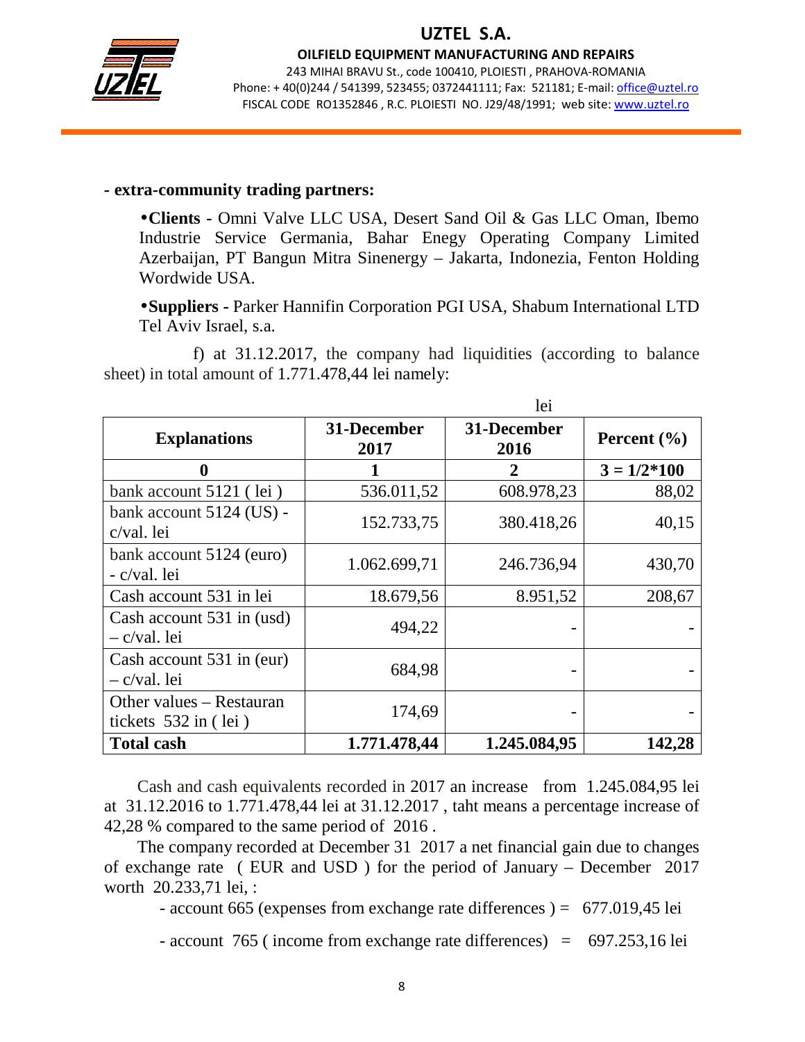- **extra-community trading partners:**

- **Clients** - Omni Valve LLC USA, Desert Sand Oil & Gas LLC Oman, Ibemo Industrie Service Germania, Bahar Enegy Operating Company Limited Azerbaijan, PT Bangun Mitra Sinenergy – Jakarta, Indonezia, Fenton Holding Wordwide USA.
- **Suppliers** - Parker Hannifin Corporation PGI USA, Shabum International LTD Tel Aviv Israel, s.a.

f) at 31.12.2017, the company had liquidities (according to balance sheet) in total amount of 1.771.478,44 lei namely:

lei

| Explanations | 31-December 2017 | 31-December 2016 | Percent (%) |
|---|---|---|---|
| **0** | **1** | **2** | **3 = 1/2*100** |
| bank account 5121 ( lei ) | 536.011,52 | 608.978,23 | 88,02 |
| bank account 5124 (US) - c/val. lei | 152.733,75 | 380.418,26 | 40,15 |
| bank account 5124 (euro) - c/val. lei | 1.062.699,71 | 246.736,94 | 430,70 |
| Cash account 531 in lei | 18.679,56 | 8.951,52 | 208,67 |
| Cash account 531 in (usd) – c/val. lei | 494,22 | - | - |
| Cash account 531 in (eur) – c/val. lei | 684,98 | - | - |
| Other values – Restauran tickets 532 in ( lei ) | 174,69 | - | - |
| **Total cash** | **1.771.478,44** | **1.245.084,95** | **142,28** |

Cash and cash equivalents recorded in 2017 an increase from 1.245.084,95 lei at 31.12.2016 to 1.771.478,44 lei at 31.12.2017 , taht means a percentage increase of 42,28 % compared to the same period of 2016 .

The company recorded at December 31 2017 a net financial gain due to changes of exchange rate ( EUR and USD ) for the period of January – December 2017 worth 20.233,71 lei, :

- account 665 (expenses from exchange rate differences ) = 677.019,45 lei
- account 765 ( income from exchange rate differences) = 697.253,16 lei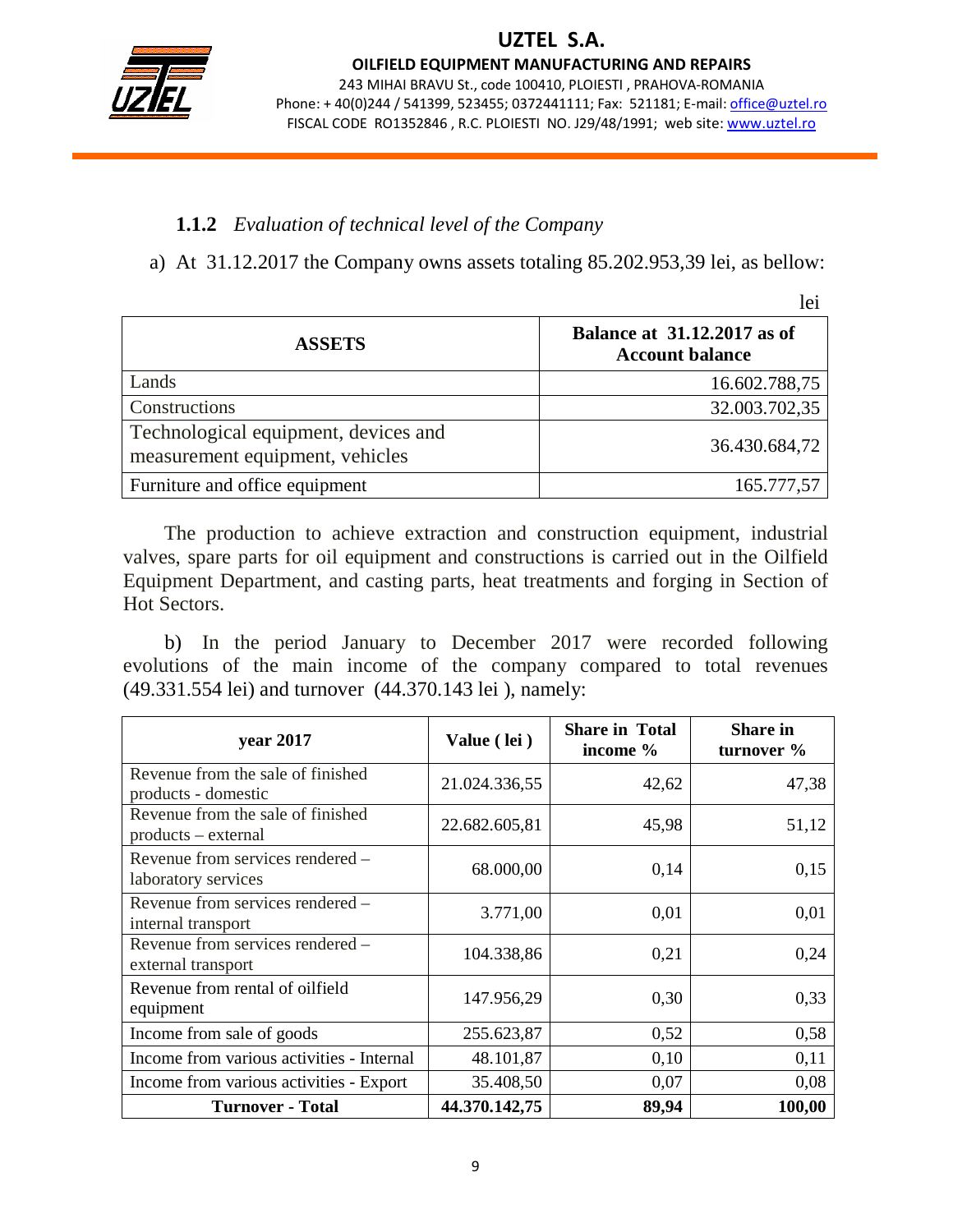### **1.1.2** *Evaluation of technical level of the Company*

a) At 31.12.2017 the Company owns assets totaling 85.202.953,39 lei, as bellow:

lei

| ASSETS | Balance at 31.12.2017 as of Account balance |
|---|---|
| Lands | 16.602.788,75 |
| Constructions | 32.003.702,35 |
| Technological equipment, devices and measurement equipment, vehicles | 36.430.684,72 |
| Furniture and office equipment | 165.777,57 |

The production to achieve extraction and construction equipment, industrial valves, spare parts for oil equipment and constructions is carried out in the Oilfield Equipment Department, and casting parts, heat treatments and forging in Section of Hot Sectors.

b) In the period January to December 2017 were recorded following evolutions of the main income of the company compared to total revenues (49.331.554 lei) and turnover (44.370.143 lei ), namely:

| year 2017 | Value ( lei ) | Share in Total income % | Share in turnover % |
|---|---|---|---|
| Revenue from the sale of finished products - domestic | 21.024.336,55 | 42,62 | 47,38 |
| Revenue from the sale of finished products – external | 22.682.605,81 | 45,98 | 51,12 |
| Revenue from services rendered – laboratory services | 68.000,00 | 0,14 | 0,15 |
| Revenue from services rendered – internal transport | 3.771,00 | 0,01 | 0,01 |
| Revenue from services rendered – external transport | 104.338,86 | 0,21 | 0,24 |
| Revenue from rental of oilfield equipment | 147.956,29 | 0,30 | 0,33 |
| Income from sale of goods | 255.623,87 | 0,52 | 0,58 |
| Income from various activities - Internal | 48.101,87 | 0,10 | 0,11 |
| Income from various activities - Export | 35.408,50 | 0,07 | 0,08 |
| **Turnover - Total** | **44.370.142,75** | **89,94** | **100,00** |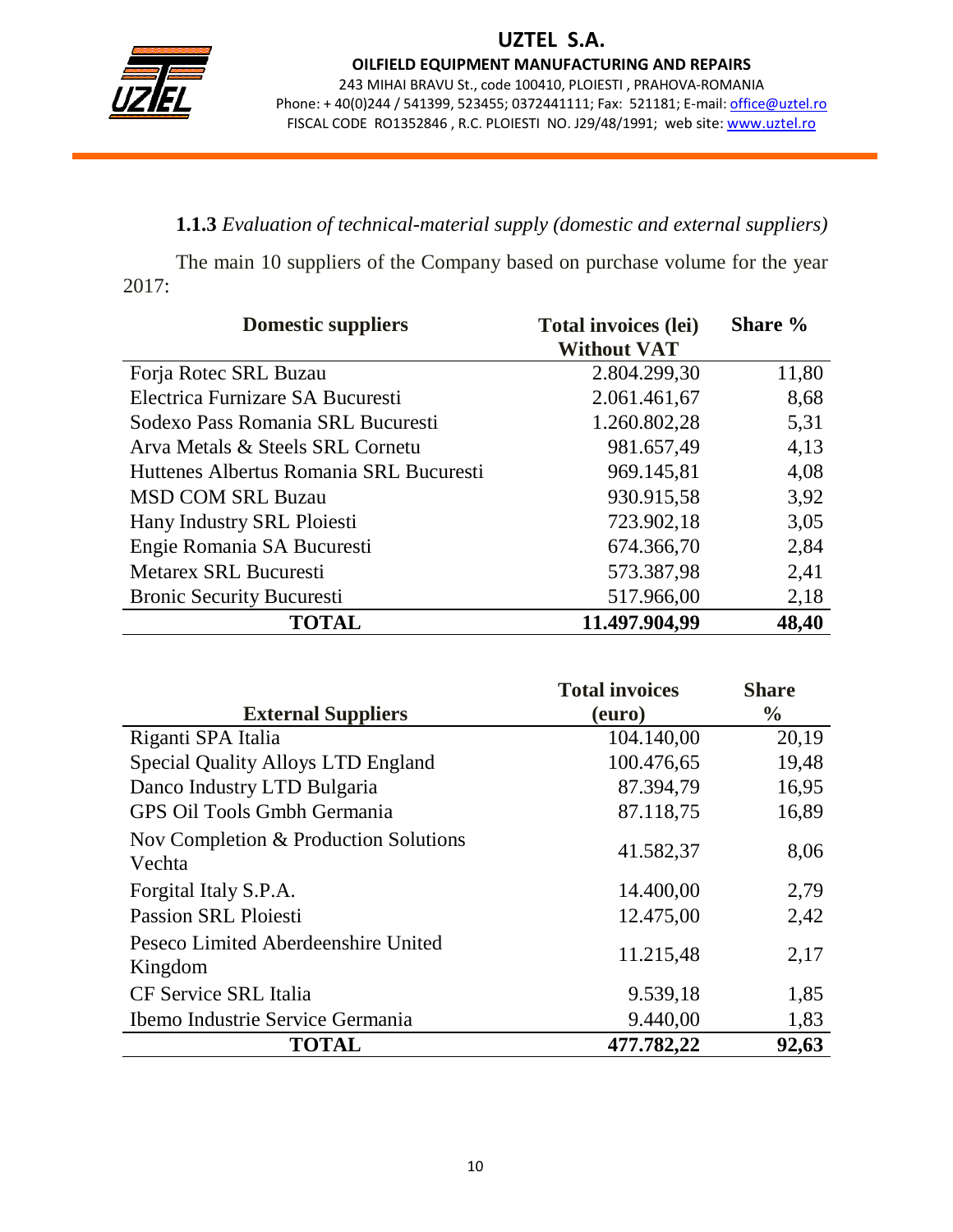**1.1.3** *Evaluation of technical-material supply (domestic and external suppliers)*

The main 10 suppliers of the Company based on purchase volume for the year 2017:

| Domestic suppliers | Total invoices (lei) Without VAT | Share % |
|---|---|---|
| Forja Rotec SRL Buzau | 2.804.299,30 | 11,80 |
| Electrica Furnizare SA Bucuresti | 2.061.461,67 | 8,68 |
| Sodexo Pass Romania SRL Bucuresti | 1.260.802,28 | 5,31 |
| Arva Metals & Steels SRL Cornetu | 981.657,49 | 4,13 |
| Huttenes Albertus Romania SRL Bucuresti | 969.145,81 | 4,08 |
| MSD COM SRL Buzau | 930.915,58 | 3,92 |
| Hany Industry SRL Ploiesti | 723.902,18 | 3,05 |
| Engie Romania SA Bucuresti | 674.366,70 | 2,84 |
| Metarex SRL Bucuresti | 573.387,98 | 2,41 |
| Bronic Security Bucuresti | 517.966,00 | 2,18 |
| **TOTAL** | **11.497.904,99** | **48,40** |

| External Suppliers | Total invoices (euro) | Share % |
|---|---|---|
| Riganti SPA Italia | 104.140,00 | 20,19 |
| Special Quality Alloys LTD England | 100.476,65 | 19,48 |
| Danco Industry LTD Bulgaria | 87.394,79 | 16,95 |
| GPS Oil Tools Gmbh Germania | 87.118,75 | 16,89 |
| Nov Completion & Production Solutions Vechta | 41.582,37 | 8,06 |
| Forgital Italy S.P.A. | 14.400,00 | 2,79 |
| Passion SRL Ploiesti | 12.475,00 | 2,42 |
| Peseco Limited Aberdeenshire United Kingdom | 11.215,48 | 2,17 |
| CF Service SRL Italia | 9.539,18 | 1,85 |
| Ibemo Industrie Service Germania | 9.440,00 | 1,83 |
| **TOTAL** | **477.782,22** | **92,63** |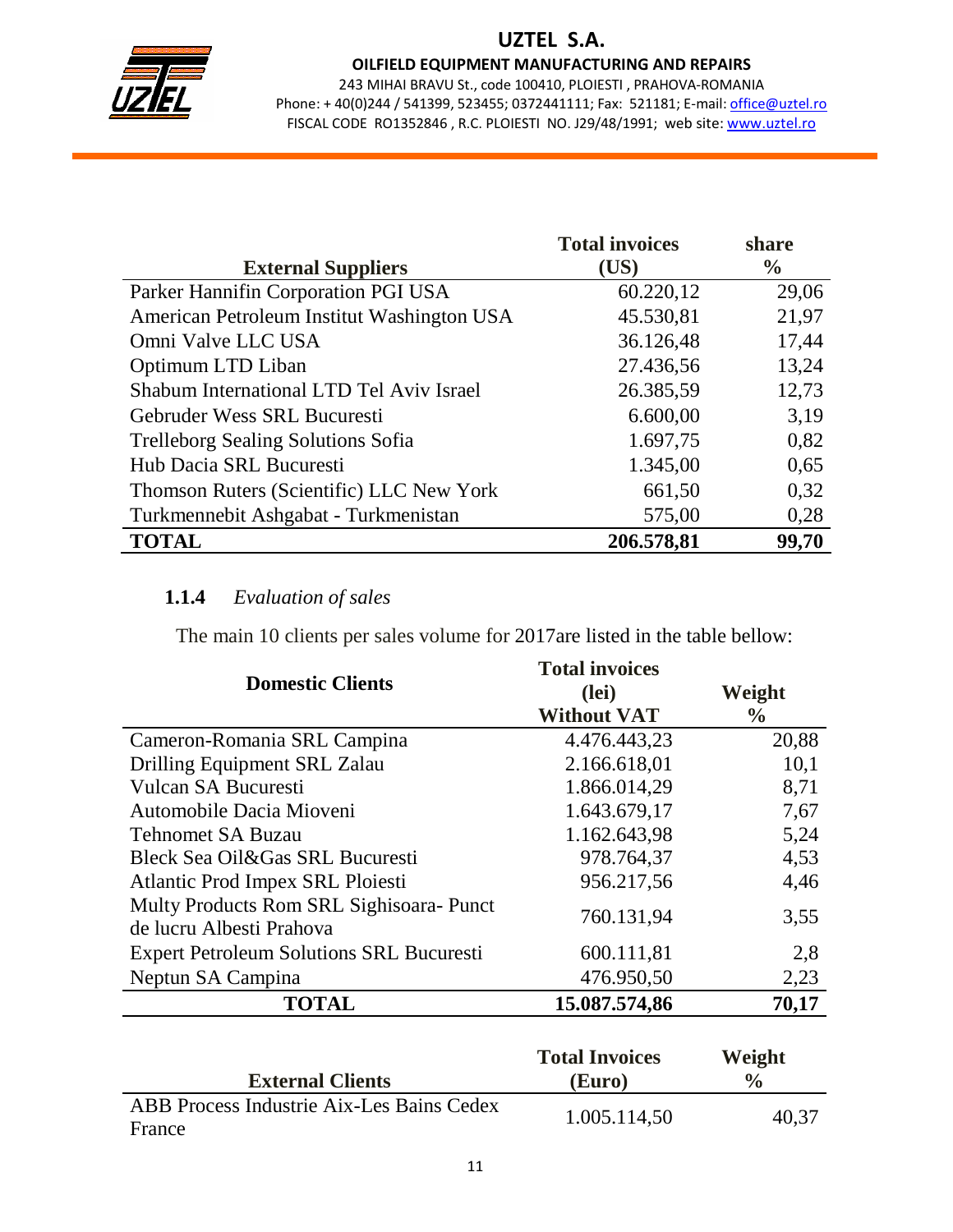| External Suppliers | Total invoices (US) | share % |
|---|---|---|
| Parker Hannifin Corporation PGI USA | 60.220,12 | 29,06 |
| American Petroleum Institut Washington USA | 45.530,81 | 21,97 |
| Omni Valve LLC USA | 36.126,48 | 17,44 |
| Optimum LTD Liban | 27.436,56 | 13,24 |
| Shabum International LTD Tel Aviv Israel | 26.385,59 | 12,73 |
| Gebruder Wess SRL Bucuresti | 6.600,00 | 3,19 |
| Trelleborg Sealing Solutions Sofia | 1.697,75 | 0,82 |
| Hub Dacia SRL Bucuresti | 1.345,00 | 0,65 |
| Thomson Ruters (Scientific) LLC New York | 661,50 | 0,32 |
| Turkmennebit Ashgabat - Turkmenistan | 575,00 | 0,28 |
| **TOTAL** | **206.578,81** | **99,70** |

### 1.1.4 *Evaluation of sales*

The main 10 clients per sales volume for 2017are listed in the table bellow:

| Domestic Clients | Total invoices (lei) Without VAT | Weight % |
|---|---|---|
| Cameron-Romania SRL Campina | 4.476.443,23 | 20,88 |
| Drilling Equipment SRL Zalau | 2.166.618,01 | 10,1 |
| Vulcan SA Bucuresti | 1.866.014,29 | 8,71 |
| Automobile Dacia Mioveni | 1.643.679,17 | 7,67 |
| Tehnomet SA Buzau | 1.162.643,98 | 5,24 |
| Bleck Sea Oil&Gas SRL Bucuresti | 978.764,37 | 4,53 |
| Atlantic Prod Impex SRL Ploiesti | 956.217,56 | 4,46 |
| Multy Products Rom SRL Sighisoara- Punct de lucru Albesti Prahova | 760.131,94 | 3,55 |
| Expert Petroleum Solutions SRL Bucuresti | 600.111,81 | 2,8 |
| Neptun SA Campina | 476.950,50 | 2,23 |
| **TOTAL** | **15.087.574,86** | **70,17** |

| External Clients | Total Invoices (Euro) | Weight % |
|---|---|---|
| ABB Process Industrie Aix-Les Bains Cedex France | 1.005.114,50 | 40,37 |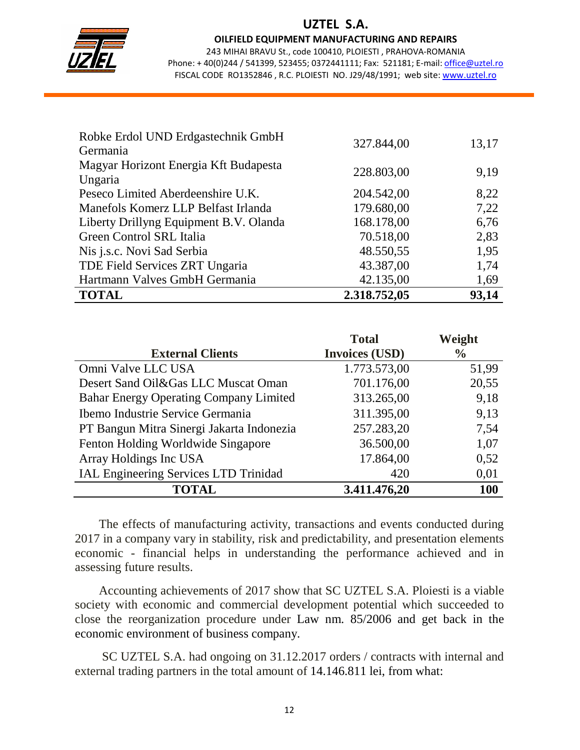| | | |
|---|---|---|
| Robke Erdol UND Erdgastechnik GmbH Germania | 327.844,00 | 13,17 |
| Magyar Horizont Energia Kft Budapesta Ungaria | 228.803,00 | 9,19 |
| Peseco Limited Aberdeenshire U.K. | 204.542,00 | 8,22 |
| Manefols Komerz LLP Belfast Irlanda | 179.680,00 | 7,22 |
| Liberty Drillyng Equipment B.V. Olanda | 168.178,00 | 6,76 |
| Green Control SRL Italia | 70.518,00 | 2,83 |
| Nis j.s.c. Novi Sad Serbia | 48.550,55 | 1,95 |
| TDE Field Services ZRT Ungaria | 43.387,00 | 1,74 |
| Hartmann Valves GmbH Germania | 42.135,00 | 1,69 |
| **TOTAL** | **2.318.752,05** | **93,14** |

| External Clients | Total Invoices (USD) | Weight % |
|---|---|---|
| Omni Valve LLC USA | 1.773.573,00 | 51,99 |
| Desert Sand Oil&Gas LLC Muscat Oman | 701.176,00 | 20,55 |
| Bahar Energy Operating Company Limited | 313.265,00 | 9,18 |
| Ibemo Industrie Service Germania | 311.395,00 | 9,13 |
| PT Bangun Mitra Sinergi Jakarta Indonezia | 257.283,20 | 7,54 |
| Fenton Holding Worldwide Singapore | 36.500,00 | 1,07 |
| Array Holdings Inc USA | 17.864,00 | 0,52 |
| IAL Engineering Services LTD Trinidad | 420 | 0,01 |
| **TOTAL** | **3.411.476,20** | **100** |

The effects of manufacturing activity, transactions and events conducted during 2017 in a company vary in stability, risk and predictability, and presentation elements economic - financial helps in understanding the performance achieved and in assessing future results.

Accounting achievements of 2017 show that SC UZTEL S.A. Ploiesti is a viable society with economic and commercial development potential which succeeded to close the reorganization procedure under Law nm. 85/2006 and get back in the economic environment of business company.

SC UZTEL S.A. had ongoing on 31.12.2017 orders / contracts with internal and external trading partners in the total amount of 14.146.811 lei, from what: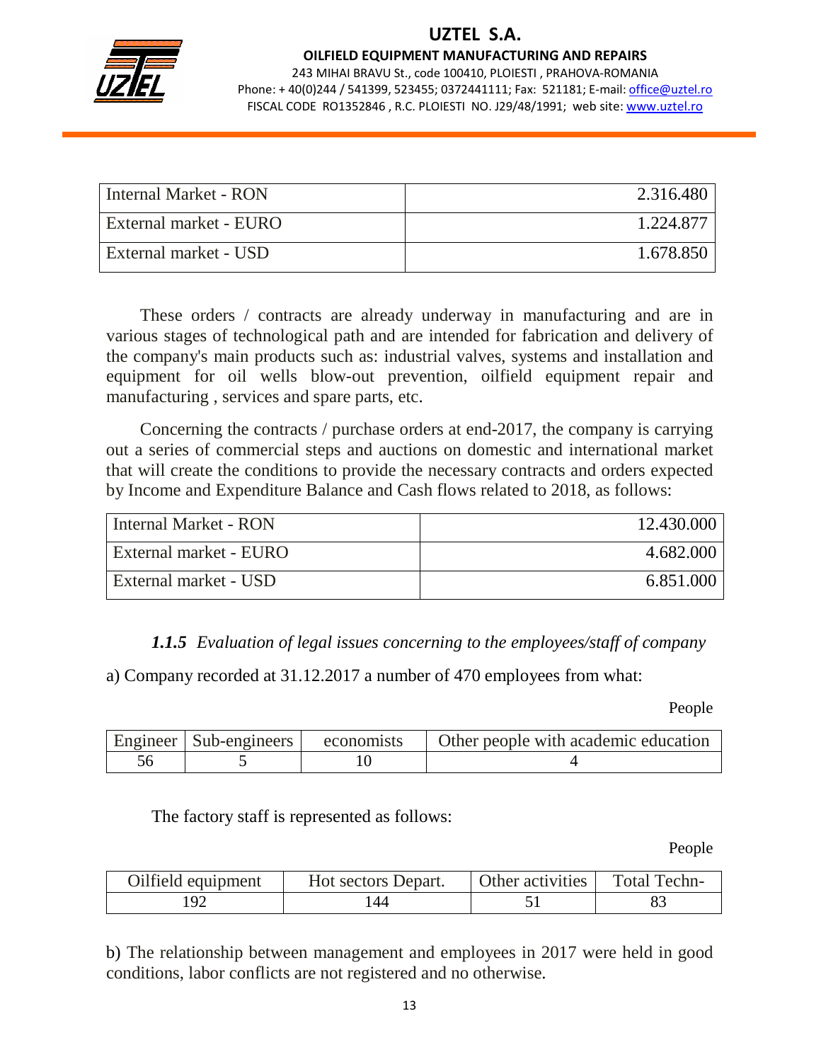| | |
|---|---|
| Internal Market - RON | 2.316.480 |
| External market - EURO | 1.224.877 |
| External market - USD | 1.678.850 |

These orders / contracts are already underway in manufacturing and are in various stages of technological path and are intended for fabrication and delivery of the company's main products such as: industrial valves, systems and installation and equipment for oil wells blow-out prevention, oilfield equipment repair and manufacturing , services and spare parts, etc.

Concerning the contracts / purchase orders at end-2017, the company is carrying out a series of commercial steps and auctions on domestic and international market that will create the conditions to provide the necessary contracts and orders expected by Income and Expenditure Balance and Cash flows related to 2018, as follows:

| | |
|---|---|
| Internal Market - RON | 12.430.000 |
| External market - EURO | 4.682.000 |
| External market - USD | 6.851.000 |

### *1.1.5 Evaluation of legal issues concerning to the employees/staff of company*

a) Company recorded at 31.12.2017 a number of 470 employees from what:

People

| Engineer | Sub-engineers | economists | Other people with academic education |
|---|---|---|---|
| 56 | 5 | 10 | 4 |

The factory staff is represented as follows:

People

| Oilfield equipment | Hot sectors Depart. | Other activities | Total Techn- |
|---|---|---|---|
| 192 | 144 | 51 | 83 |

b) The relationship between management and employees in 2017 were held in good conditions, labor conflicts are not registered and no otherwise.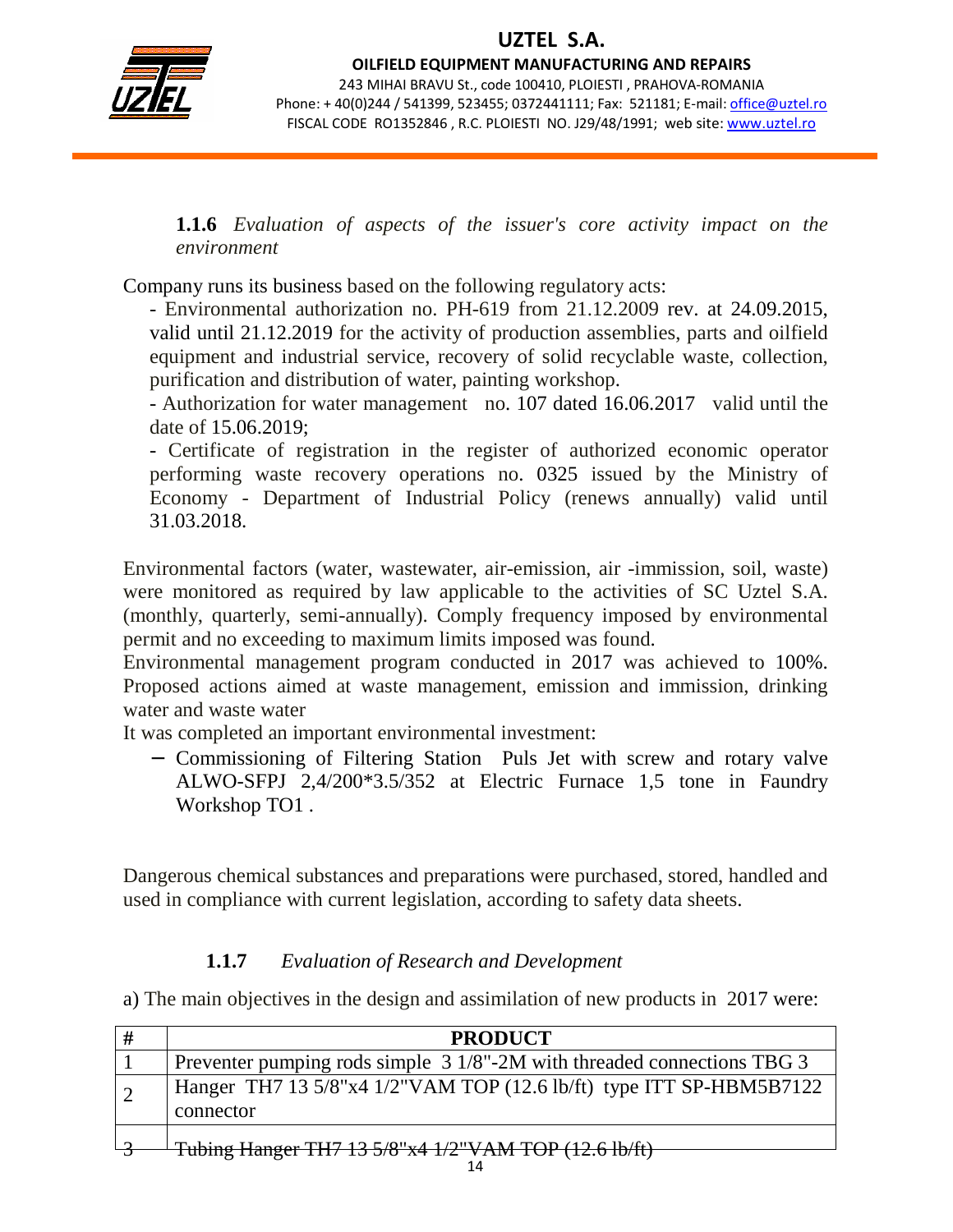**1.1.6** *Evaluation of aspects of the issuer's core activity impact on the environment*

Company runs its business based on the following regulatory acts:

- Environmental authorization no. PH-619 from 21.12.2009 rev. at 24.09.2015, valid until 21.12.2019 for the activity of production assemblies, parts and oilfield equipment and industrial service, recovery of solid recyclable waste, collection, purification and distribution of water, painting workshop.
- Authorization for water management no. 107 dated 16.06.2017 valid until the date of 15.06.2019;
- Certificate of registration in the register of authorized economic operator performing waste recovery operations no. 0325 issued by the Ministry of Economy - Department of Industrial Policy (renews annually) valid until 31.03.2018.

Environmental factors (water, wastewater, air-emission, air -immission, soil, waste) were monitored as required by law applicable to the activities of SC Uztel S.A. (monthly, quarterly, semi-annually). Comply frequency imposed by environmental permit and no exceeding to maximum limits imposed was found.

Environmental management program conducted in 2017 was achieved to 100%. Proposed actions aimed at waste management, emission and immission, drinking water and waste water

It was completed an important environmental investment:

- Commissioning of Filtering Station Puls Jet with screw and rotary valve ALWO-SFPJ 2,4/200*3.5/352 at Electric Furnace 1,5 tone in Faundry Workshop TO1 .

Dangerous chemical substances and preparations were purchased, stored, handled and used in compliance with current legislation, according to safety data sheets.

**1.1.7** *Evaluation of Research and Development*

a) The main objectives in the design and assimilation of new products in 2017 were:

| # | PRODUCT |
|---|---|
| 1 | Preventer pumping rods simple 3 1/8"-2M with threaded connections TBG 3 |
| 2 | Hanger TH7 13 5/8"x4 1/2"VAM TOP (12.6 lb/ft) type ITT SP-HBM5B7122 connector |
| 3 | Tubing Hanger TH7 13 5/8"x4 1/2"VAM TOP (12.6 lb/ft) |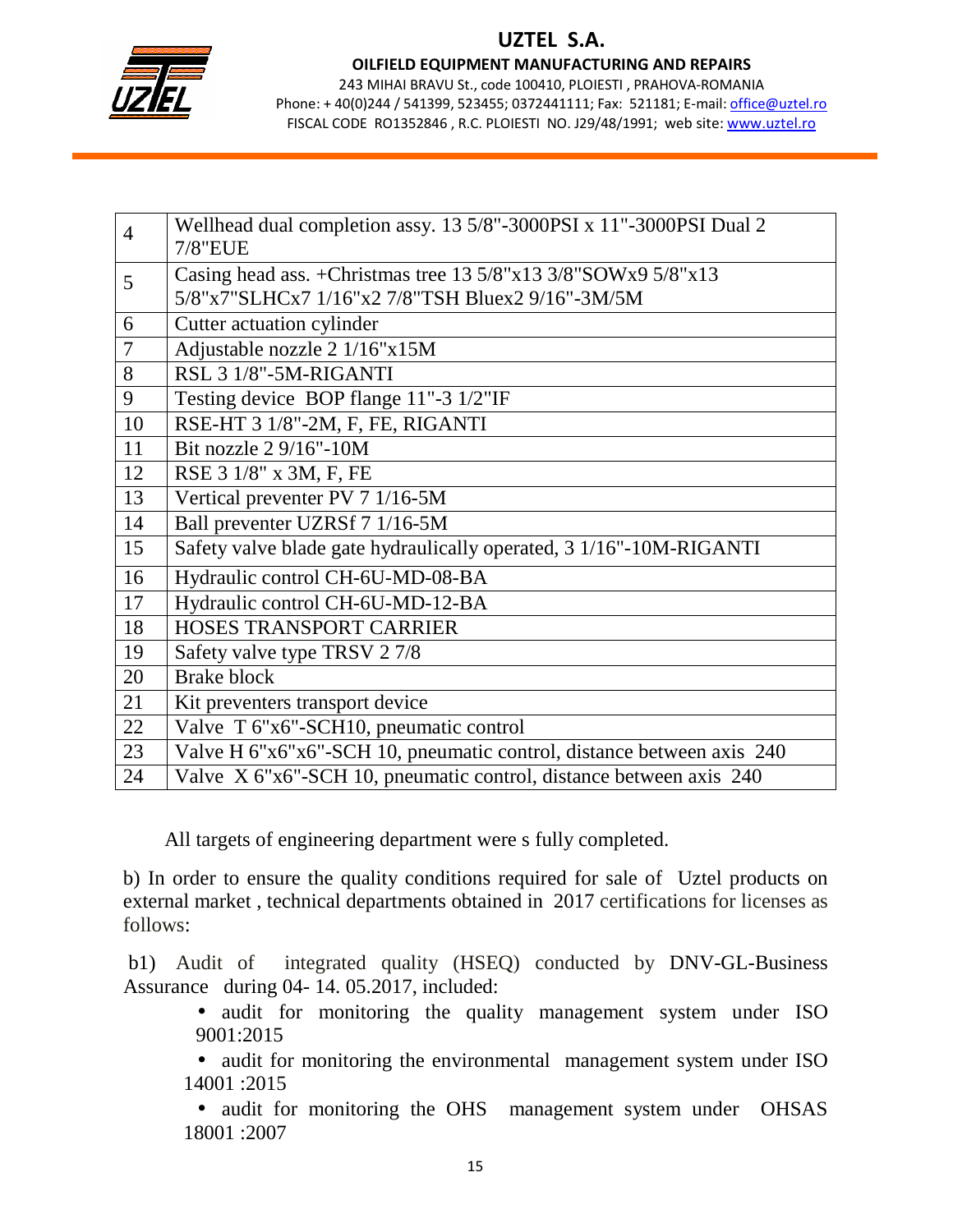| | |
|---|---|
| 4 | Wellhead dual completion assy. 13 5/8"-3000PSI x 11"-3000PSI Dual 2 7/8"EUE |
| 5 | Casing head ass. +Christmas tree 13 5/8"x13 3/8"SOWx9 5/8"x13 5/8"x7"SLHCx7 1/16"x2 7/8"TSH Bluex2 9/16"-3M/5M |
| 6 | Cutter actuation cylinder |
| 7 | Adjustable nozzle 2 1/16"x15M |
| 8 | RSL 3 1/8"-5M-RIGANTI |
| 9 | Testing device BOP flange 11"-3 1/2"IF |
| 10 | RSE-HT 3 1/8"-2M, F, FE, RIGANTI |
| 11 | Bit nozzle 2 9/16"-10M |
| 12 | RSE 3 1/8" x 3M, F, FE |
| 13 | Vertical preventer PV 7 1/16-5M |
| 14 | Ball preventer UZRSf 7 1/16-5M |
| 15 | Safety valve blade gate hydraulically operated, 3 1/16"-10M-RIGANTI |
| 16 | Hydraulic control CH-6U-MD-08-BA |
| 17 | Hydraulic control CH-6U-MD-12-BA |
| 18 | HOSES TRANSPORT CARRIER |
| 19 | Safety valve type TRSV 2 7/8 |
| 20 | Brake block |
| 21 | Kit preventers transport device |
| 22 | Valve T 6"x6"-SCH10, pneumatic control |
| 23 | Valve H 6"x6"x6"-SCH 10, pneumatic control, distance between axis 240 |
| 24 | Valve X 6"x6"-SCH 10, pneumatic control, distance between axis 240 |

All targets of engineering department were s fully completed.

b) In order to ensure the quality conditions required for sale of Uztel products on external market , technical departments obtained in 2017 certifications for licenses as follows:

b1) Audit of integrated quality (HSEQ) conducted by DNV-GL-Business Assurance during 04- 14. 05.2017, included:

- audit for monitoring the quality management system under ISO 9001:2015
- audit for monitoring the environmental management system under ISO 14001 :2015
- audit for monitoring the OHS management system under OHSAS 18001 :2007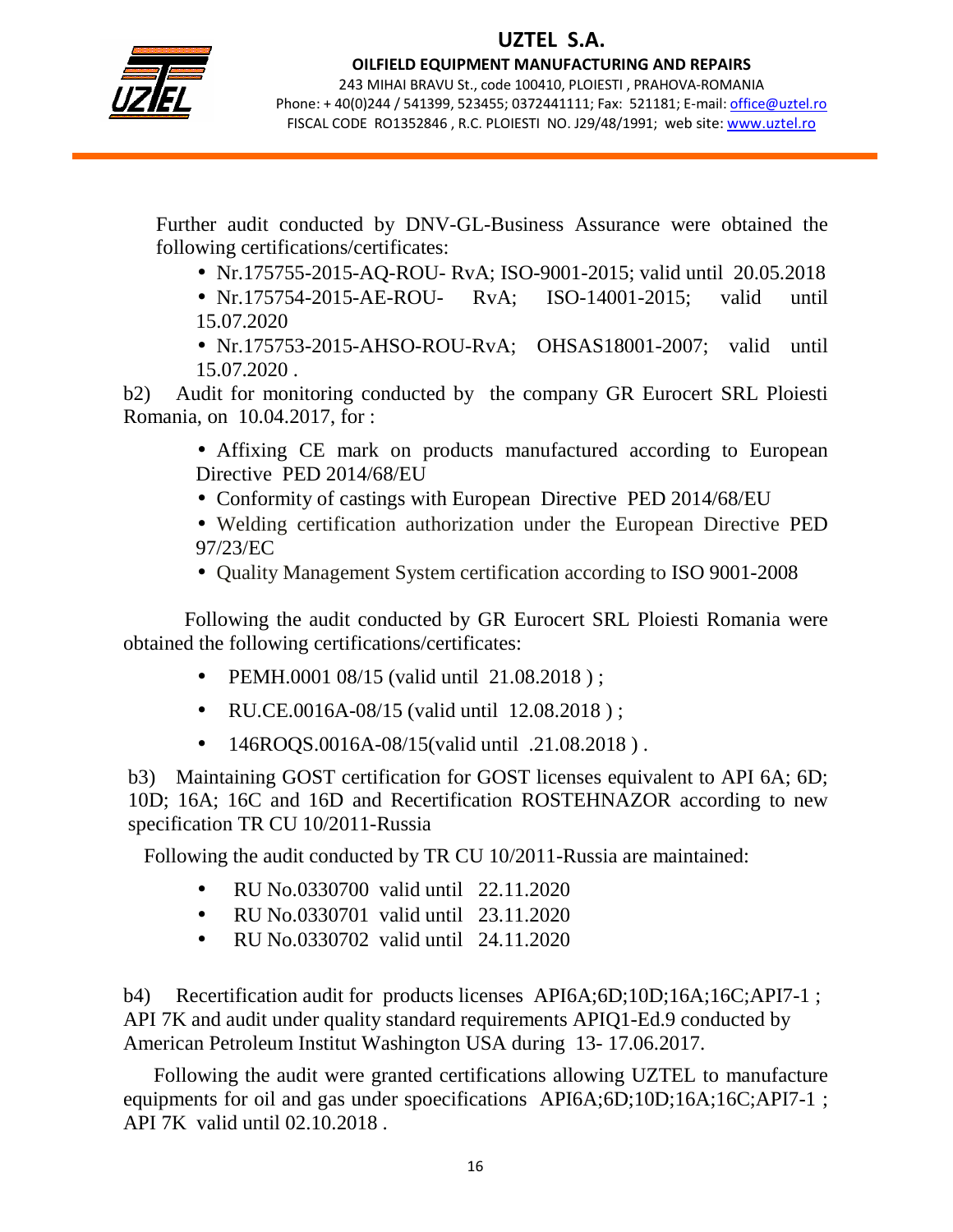Further audit conducted by DNV-GL-Business Assurance were obtained the following certifications/certificates:

- Nr.175755-2015-AQ-ROU- RvA; ISO-9001-2015; valid until 20.05.2018
- Nr.175754-2015-AE-ROU- RvA; ISO-14001-2015; valid until 15.07.2020
- Nr.175753-2015-AHSO-ROU-RvA; OHSAS18001-2007; valid until 15.07.2020 .

b2) Audit for monitoring conducted by the company GR Eurocert SRL Ploiesti Romania, on 10.04.2017, for :

- Affixing CE mark on products manufactured according to European Directive PED 2014/68/EU
- Conformity of castings with European Directive PED 2014/68/EU
- Welding certification authorization under the European Directive PED 97/23/EC
- Quality Management System certification according to ISO 9001-2008

Following the audit conducted by GR Eurocert SRL Ploiesti Romania were obtained the following certifications/certificates:

- PEMH.0001 08/15 (valid until 21.08.2018 ) ;
- RU.CE.0016A-08/15 (valid until 12.08.2018 ) ;
- 146ROQS.0016A-08/15(valid until .21.08.2018 ) .

b3) Maintaining GOST certification for GOST licenses equivalent to API 6A; 6D; 10D; 16A; 16C and 16D and Recertification ROSTEHNAZOR according to new specification TR CU 10/2011-Russia

Following the audit conducted by TR CU 10/2011-Russia are maintained:

- RU No.0330700 valid until 22.11.2020
- RU No.0330701 valid until 23.11.2020
- RU No.0330702 valid until 24.11.2020

b4) Recertification audit for products licenses API6A;6D;10D;16A;16C;API7-1 ; API 7K and audit under quality standard requirements APIQ1-Ed.9 conducted by American Petroleum Institut Washington USA during 13- 17.06.2017.

Following the audit were granted certifications allowing UZTEL to manufacture equipments for oil and gas under spoecifications API6A;6D;10D;16A;16C;API7-1 ; API 7K valid until 02.10.2018 .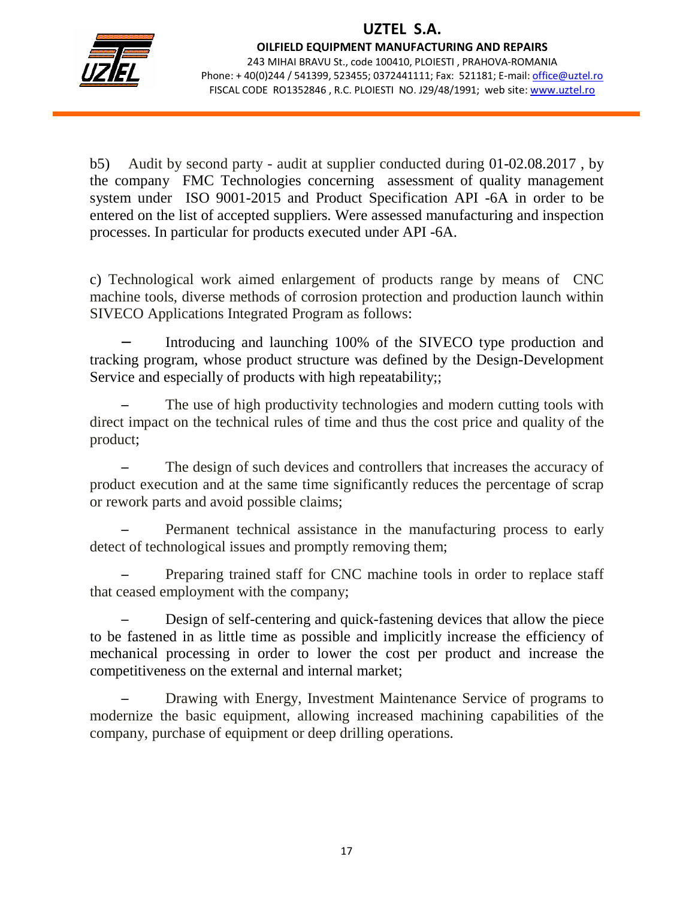b5) Audit by second party - audit at supplier conducted during 01-02.08.2017 , by the company FMC Technologies concerning assessment of quality management system under ISO 9001-2015 and Product Specification API -6A in order to be entered on the list of accepted suppliers. Were assessed manufacturing and inspection processes. In particular for products executed under API -6A.

c) Technological work aimed enlargement of products range by means of CNC machine tools, diverse methods of corrosion protection and production launch within SIVECO Applications Integrated Program as follows:

- Introducing and launching 100% of the SIVECO type production and tracking program, whose product structure was defined by the Design-Development Service and especially of products with high repeatability;;
- The use of high productivity technologies and modern cutting tools with direct impact on the technical rules of time and thus the cost price and quality of the product;
- The design of such devices and controllers that increases the accuracy of product execution and at the same time significantly reduces the percentage of scrap or rework parts and avoid possible claims;
- Permanent technical assistance in the manufacturing process to early detect of technological issues and promptly removing them;
- Preparing trained staff for CNC machine tools in order to replace staff that ceased employment with the company;
- Design of self-centering and quick-fastening devices that allow the piece to be fastened in as little time as possible and implicitly increase the efficiency of mechanical processing in order to lower the cost per product and increase the competitiveness on the external and internal market;
- Drawing with Energy, Investment Maintenance Service of programs to modernize the basic equipment, allowing increased machining capabilities of the company, purchase of equipment or deep drilling operations.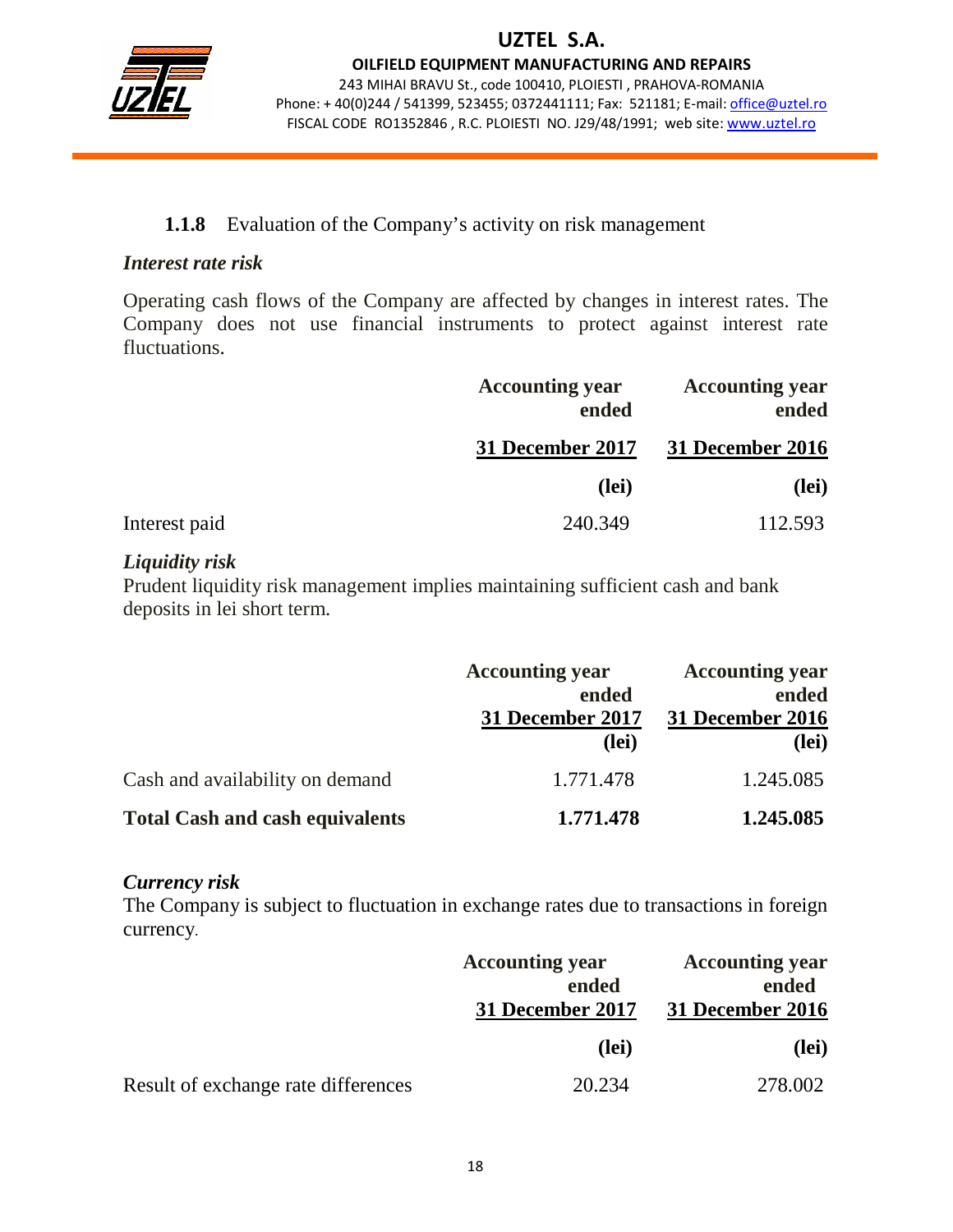### 1.1.8 Evaluation of the Company's activity on risk management

***Interest rate risk***

Operating cash flows of the Company are affected by changes in interest rates. The Company does not use financial instruments to protect against interest rate fluctuations.

| | Accounting year ended **31 December 2017** | Accounting year ended **31 December 2016** |
|---|---|---|
| | **(lei)** | **(lei)** |
| Interest paid | 240.349 | 112.593 |

***Liquidity risk***

Prudent liquidity risk management implies maintaining sufficient cash and bank deposits in lei short term.

| | Accounting year ended **31 December 2017** **(lei)** | Accounting year ended **31 December 2016** **(lei)** |
|---|---|---|
| Cash and availability on demand | 1.771.478 | 1.245.085 |
| **Total Cash and cash equivalents** | **1.771.478** | **1.245.085** |

***Currency risk***

The Company is subject to fluctuation in exchange rates due to transactions in foreign currency.

| | Accounting year ended **31 December 2017** | Accounting year ended **31 December 2016** |
|---|---|---|
| | **(lei)** | **(lei)** |
| Result of exchange rate differences | 20.234 | 278.002 |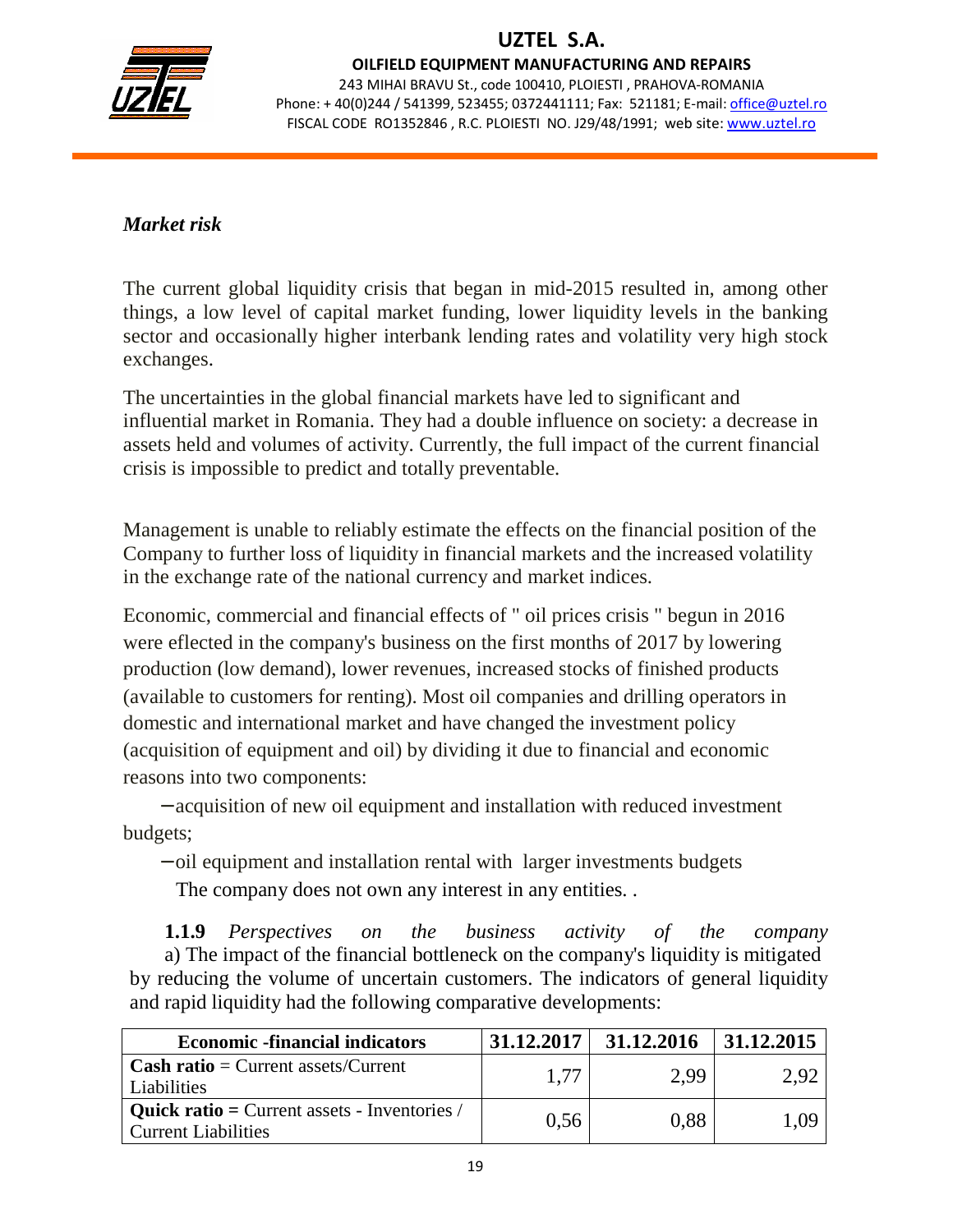*Market risk*

The current global liquidity crisis that began in mid-2015 resulted in, among other things, a low level of capital market funding, lower liquidity levels in the banking sector and occasionally higher interbank lending rates and volatility very high stock exchanges.

The uncertainties in the global financial markets have led to significant and influential market in Romania. They had a double influence on society: a decrease in assets held and volumes of activity. Currently, the full impact of the current financial crisis is impossible to predict and totally preventable.

Management is unable to reliably estimate the effects on the financial position of the Company to further loss of liquidity in financial markets and the increased volatility in the exchange rate of the national currency and market indices.

Economic, commercial and financial effects of " oil prices crisis " begun in 2016 were eflected in the company's business on the first months of 2017 by lowering production (low demand), lower revenues, increased stocks of finished products (available to customers for renting). Most oil companies and drilling operators in domestic and international market and have changed the investment policy (acquisition of equipment and oil) by dividing it due to financial and economic reasons into two components:

- acquisition of new oil equipment and installation with reduced investment budgets;
- oil equipment and installation rental with larger investments budgets

The company does not own any interest in any entities. .

**1.1.9** *Perspectives on the business activity of the company*

a) The impact of the financial bottleneck on the company's liquidity is mitigated by reducing the volume of uncertain customers. The indicators of general liquidity and rapid liquidity had the following comparative developments:

| Economic -financial indicators | 31.12.2017 | 31.12.2016 | 31.12.2015 |
|---|---|---|---|
| **Cash ratio** = Current assets/Current Liabilities | 1,77 | 2,99 | 2,92 |
| **Quick ratio =** Current assets - Inventories / Current Liabilities | 0,56 | 0,88 | 1,09 |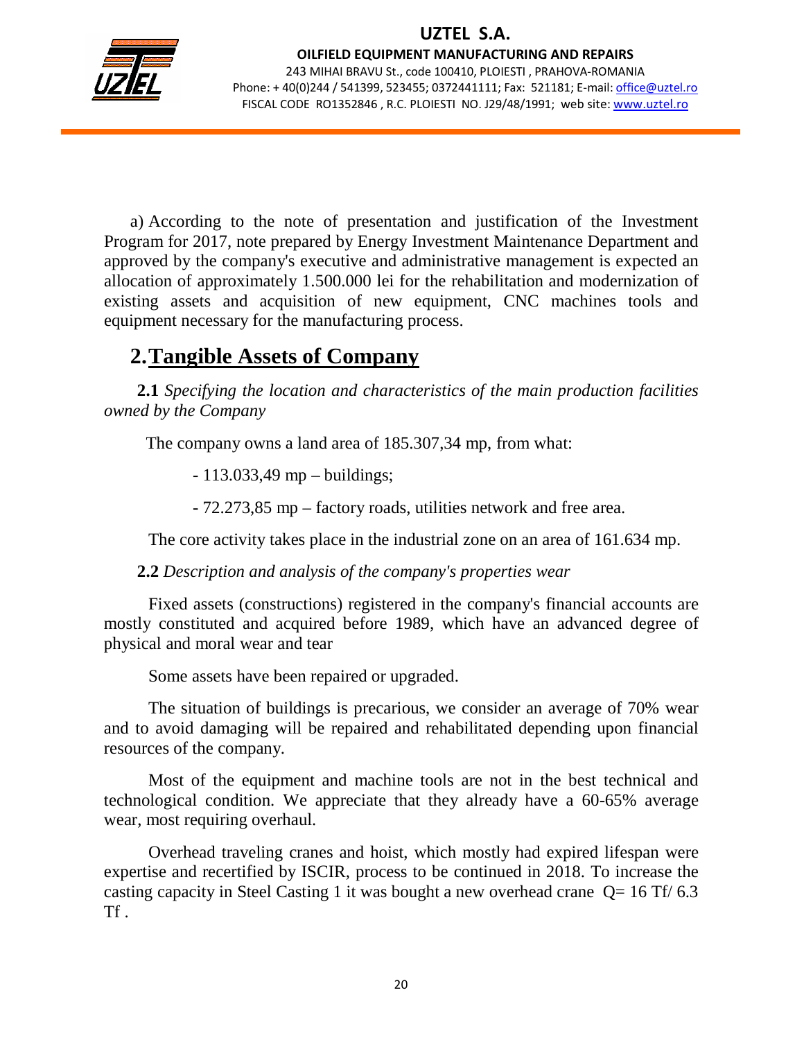a) According to the note of presentation and justification of the Investment Program for 2017, note prepared by Energy Investment Maintenance Department and approved by the company's executive and administrative management is expected an allocation of approximately 1.500.000 lei for the rehabilitation and modernization of existing assets and acquisition of new equipment, CNC machines tools and equipment necessary for the manufacturing process.

## 2. Tangible Assets of Company

**2.1** *Specifying the location and characteristics of the main production facilities owned by the Company*

The company owns a land area of 185.307,34 mp, from what:

- 113.033,49 mp – buildings;
- 72.273,85 mp – factory roads, utilities network and free area.

The core activity takes place in the industrial zone on an area of 161.634 mp.

**2.2** *Description and analysis of the company's properties wear*

Fixed assets (constructions) registered in the company's financial accounts are mostly constituted and acquired before 1989, which have an advanced degree of physical and moral wear and tear

Some assets have been repaired or upgraded.

The situation of buildings is precarious, we consider an average of 70% wear and to avoid damaging will be repaired and rehabilitated depending upon financial resources of the company.

Most of the equipment and machine tools are not in the best technical and technological condition. We appreciate that they already have a 60-65% average wear, most requiring overhaul.

Overhead traveling cranes and hoist, which mostly had expired lifespan were expertise and recertified by ISCIR, process to be continued in 2018. To increase the casting capacity in Steel Casting 1 it was bought a new overhead crane Q= 16 Tf/ 6.3 Tf .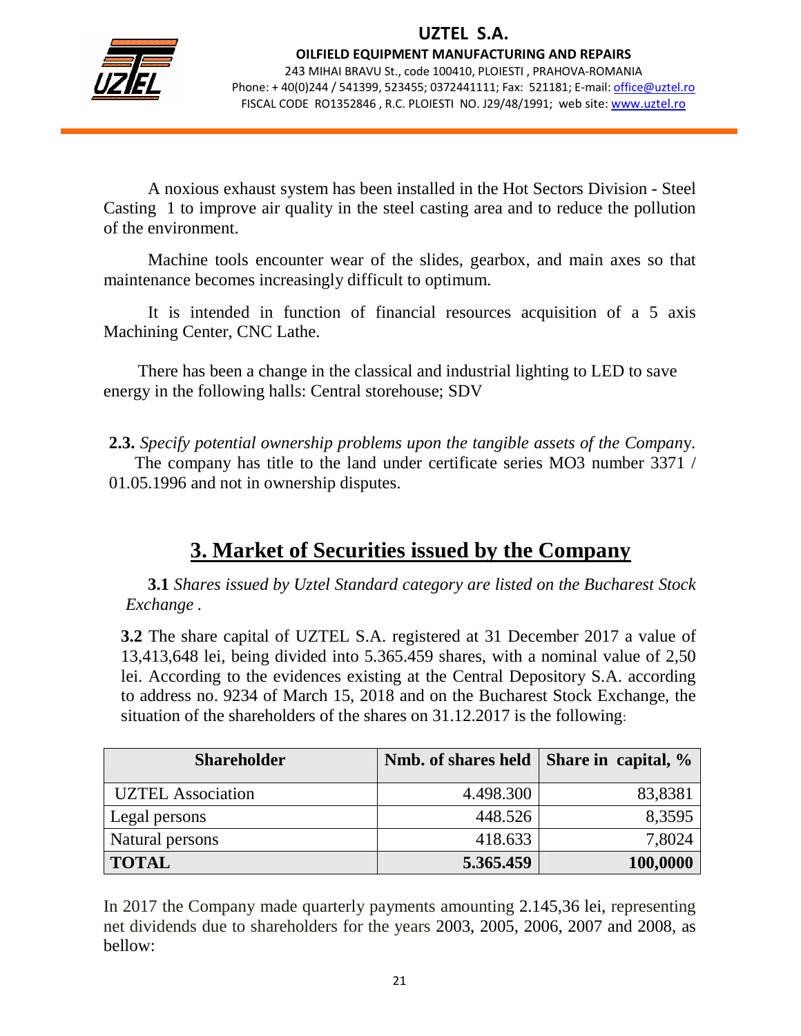A noxious exhaust system has been installed in the Hot Sectors Division - Steel Casting 1 to improve air quality in the steel casting area and to reduce the pollution of the environment.

Machine tools encounter wear of the slides, gearbox, and main axes so that maintenance becomes increasingly difficult to optimum.

It is intended in function of financial resources acquisition of a 5 axis Machining Center, CNC Lathe.

There has been a change in the classical and industrial lighting to LED to save energy in the following halls: Central storehouse; SDV

**2.3.** *Specify potential ownership problems upon the tangible assets of the Company.*
The company has title to the land under certificate series MO3 number 3371 / 01.05.1996 and not in ownership disputes.

# 3. Market of Securities issued by the Company

**3.1** *Shares issued by Uztel Standard category are listed on the Bucharest Stock Exchange .*

**3.2** The share capital of UZTEL S.A. registered at 31 December 2017 a value of 13,413,648 lei, being divided into 5.365.459 shares, with a nominal value of 2,50 lei. According to the evidences existing at the Central Depository S.A. according to address no. 9234 of March 15, 2018 and on the Bucharest Stock Exchange, the situation of the shareholders of the shares on 31.12.2017 is the following:

| Shareholder | Nmb. of shares held | Share in capital, % |
|---|---:|---:|
| UZTEL Association | 4.498.300 | 83,8381 |
| Legal persons | 448.526 | 8,3595 |
| Natural persons | 418.633 | 7,8024 |
| **TOTAL** | **5.365.459** | **100,0000** |

In 2017 the Company made quarterly payments amounting 2.145,36 lei, representing net dividends due to shareholders for the years 2003, 2005, 2006, 2007 and 2008, as bellow: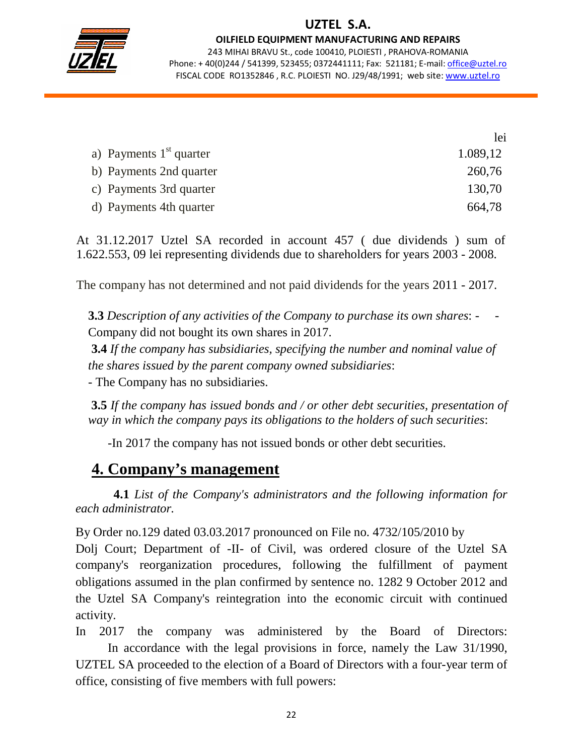| | lei |
|---|---|
| a) Payments 1st quarter | 1.089,12 |
| b) Payments 2nd quarter | 260,76 |
| c) Payments 3rd quarter | 130,70 |
| d) Payments 4th quarter | 664,78 |

At 31.12.2017 Uztel SA recorded in account 457 ( due dividends ) sum of 1.622.553, 09 lei representing dividends due to shareholders for years 2003 - 2008.

The company has not determined and not paid dividends for the years 2011 - 2017.

**3.3** *Description of any activities of the Company to purchase its own shares*: - - Company did not bought its own shares in 2017.

**3.4** *If the company has subsidiaries, specifying the number and nominal value of the shares issued by the parent company owned subsidiaries*:

- The Company has no subsidiaries.

**3.5** *If the company has issued bonds and / or other debt securities, presentation of way in which the company pays its obligations to the holders of such securities*:

-In 2017 the company has not issued bonds or other debt securities.

## 4. Company's management

**4.1** *List of the Company's administrators and the following information for each administrator.*

By Order no.129 dated 03.03.2017 pronounced on File no. 4732/105/2010 by Dolj Court; Department of -II- of Civil, was ordered closure of the Uztel SA company's reorganization procedures, following the fulfillment of payment obligations assumed in the plan confirmed by sentence no. 1282 9 October 2012 and the Uztel SA Company's reintegration into the economic circuit with continued activity.

In 2017 the company was administered by the Board of Directors:

In accordance with the legal provisions in force, namely the Law 31/1990, UZTEL SA proceeded to the election of a Board of Directors with a four-year term of office, consisting of five members with full powers: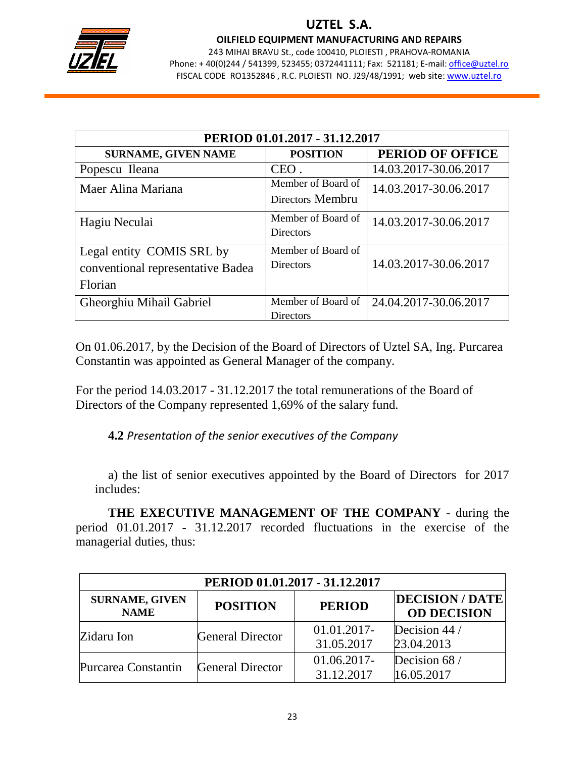| PERIOD 01.01.2017 - 31.12.2017 | | |
|---|---|---|
| **SURNAME, GIVEN NAME** | **POSITION** | **PERIOD OF OFFICE** |
| Popescu Ileana | CEO . | 14.03.2017-30.06.2017 |
| Maer Alina Mariana | Member of Board of Directors Membru | 14.03.2017-30.06.2017 |
| Hagiu Neculai | Member of Board of Directors | 14.03.2017-30.06.2017 |
| Legal entity COMIS SRL by conventional representative Badea Florian | Member of Board of Directors | 14.03.2017-30.06.2017 |
| Gheorghiu Mihail Gabriel | Member of Board of Directors | 24.04.2017-30.06.2017 |

On 01.06.2017, by the Decision of the Board of Directors of Uztel SA, Ing. Purcarea Constantin was appointed as General Manager of the company.

For the period 14.03.2017 - 31.12.2017 the total remunerations of the Board of Directors of the Company represented 1,69% of the salary fund.

**4.2** *Presentation of the senior executives of the Company*

a) the list of senior executives appointed by the Board of Directors for 2017 includes:

**THE EXECUTIVE MANAGEMENT OF THE COMPANY** - during the period 01.01.2017 - 31.12.2017 recorded fluctuations in the exercise of the managerial duties, thus:

| PERIOD 01.01.2017 - 31.12.2017 | | | |
|---|---|---|---|
| **SURNAME, GIVEN NAME** | **POSITION** | **PERIOD** | **DECISION / DATE OD DECISION** |
| Zidaru Ion | General Director | 01.01.2017-31.05.2017 | Decision 44 / 23.04.2013 |
| Purcarea Constantin | General Director | 01.06.2017-31.12.2017 | Decision 68 / 16.05.2017 |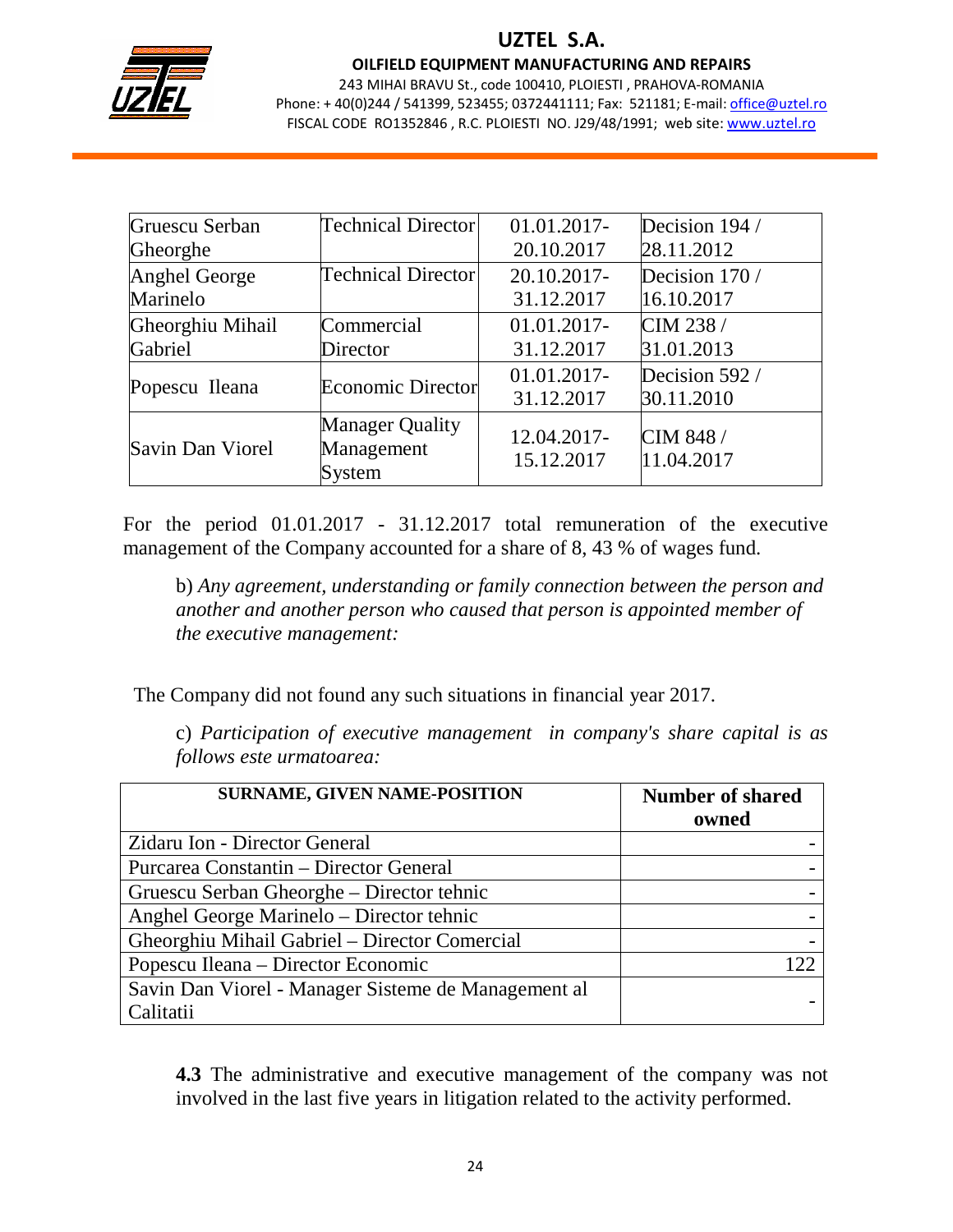| | | | |
|---|---|---|---|
| Gruescu Serban Gheorghe | Technical Director | 01.01.2017-20.10.2017 | Decision 194 / 28.11.2012 |
| Anghel George Marinelo | Technical Director | 20.10.2017-31.12.2017 | Decision 170 / 16.10.2017 |
| Gheorghiu Mihail Gabriel | Commercial Director | 01.01.2017-31.12.2017 | CIM 238 / 31.01.2013 |
| Popescu Ileana | Economic Director | 01.01.2017-31.12.2017 | Decision 592 / 30.11.2010 |
| Savin Dan Viorel | Manager Quality Management System | 12.04.2017-15.12.2017 | CIM 848 / 11.04.2017 |

For the period 01.01.2017 - 31.12.2017 total remuneration of the executive management of the Company accounted for a share of 8, 43 % of wages fund.

b) *Any agreement, understanding or family connection between the person and another and another person who caused that person is appointed member of the executive management:*

The Company did not found any such situations in financial year 2017.

c) *Participation of executive management in company's share capital is as follows este urmatoarea:*

| SURNAME, GIVEN NAME-POSITION | Number of shared owned |
|---|---|
| Zidaru Ion - Director General | - |
| Purcarea Constantin – Director General | - |
| Gruescu Serban Gheorghe – Director tehnic | - |
| Anghel George Marinelo – Director tehnic | - |
| Gheorghiu Mihail Gabriel – Director Comercial | - |
| Popescu Ileana – Director Economic | 122 |
| Savin Dan Viorel - Manager Sisteme de Management al Calitatii | - |

**4.3** The administrative and executive management of the company was not involved in the last five years in litigation related to the activity performed.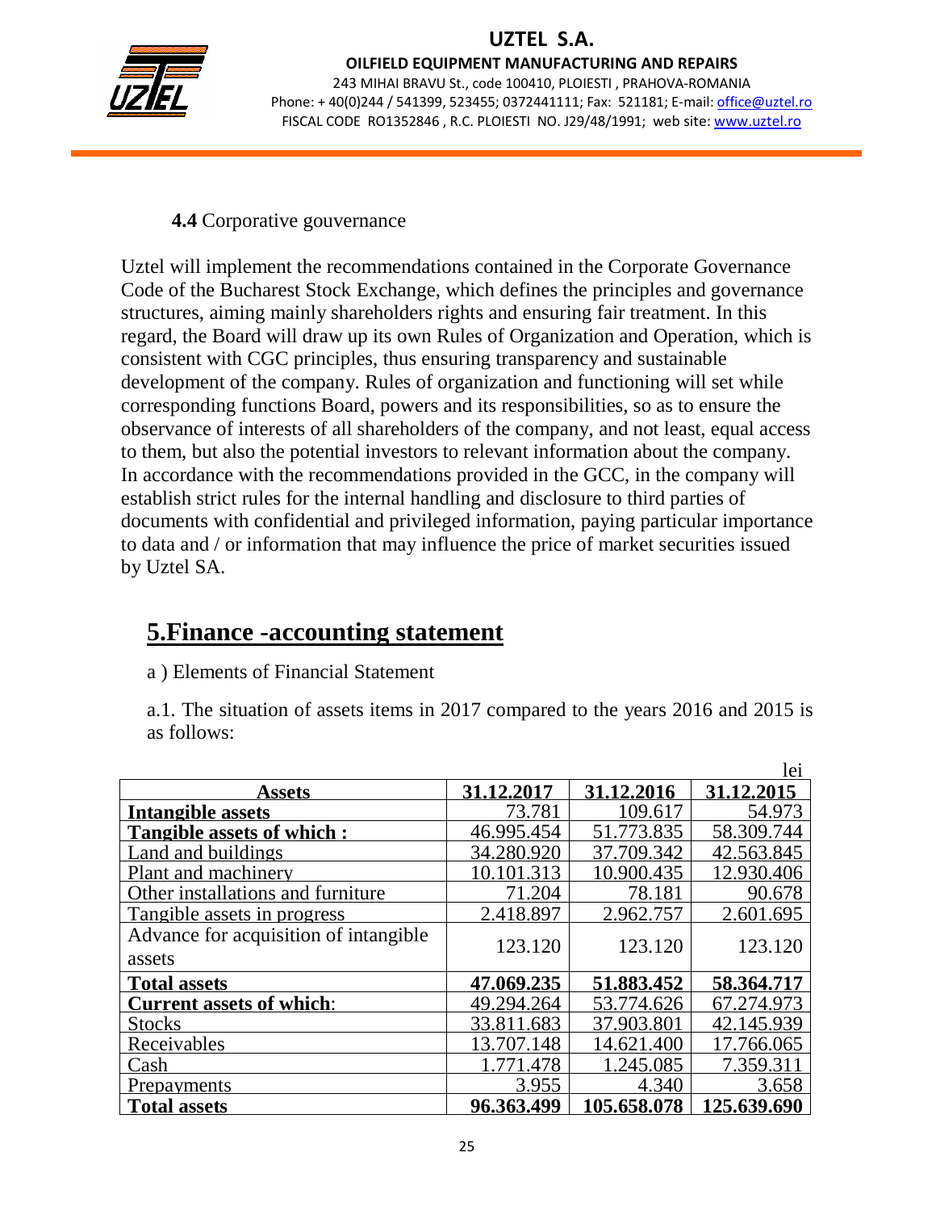**4.4** Corporative gouvernance

Uztel will implement the recommendations contained in the Corporate Governance Code of the Bucharest Stock Exchange, which defines the principles and governance structures, aiming mainly shareholders rights and ensuring fair treatment. In this regard, the Board will draw up its own Rules of Organization and Operation, which is consistent with CGC principles, thus ensuring transparency and sustainable development of the company. Rules of organization and functioning will set while corresponding functions Board, powers and its responsibilities, so as to ensure the observance of interests of all shareholders of the company, and not least, equal access to them, but also the potential investors to relevant information about the company. In accordance with the recommendations provided in the GCC, in the company will establish strict rules for the internal handling and disclosure to third parties of documents with confidential and privileged information, paying particular importance to data and / or information that may influence the price of market securities issued by Uztel SA.

# 5.Finance -accounting statement

a ) Elements of Financial Statement

a.1. The situation of assets items in 2017 compared to the years 2016 and 2015 is as follows:

lei

| Assets | 31.12.2017 | 31.12.2016 | 31.12.2015 |
|---|---|---|---|
| **Intangible assets** | 73.781 | 109.617 | 54.973 |
| **Tangible assets of which :** | 46.995.454 | 51.773.835 | 58.309.744 |
| Land and buildings | 34.280.920 | 37.709.342 | 42.563.845 |
| Plant and machinery | 10.101.313 | 10.900.435 | 12.930.406 |
| Other installations and furniture | 71.204 | 78.181 | 90.678 |
| Tangible assets in progress | 2.418.897 | 2.962.757 | 2.601.695 |
| Advance for acquisition of intangible assets | 123.120 | 123.120 | 123.120 |
| **Total assets** | **47.069.235** | **51.883.452** | **58.364.717** |
| **Current assets of which**: | 49.294.264 | 53.774.626 | 67.274.973 |
| Stocks | 33.811.683 | 37.903.801 | 42.145.939 |
| Receivables | 13.707.148 | 14.621.400 | 17.766.065 |
| Cash | 1.771.478 | 1.245.085 | 7.359.311 |
| Prepayments | 3.955 | 4.340 | 3.658 |
| **Total assets** | **96.363.499** | **105.658.078** | **125.639.690** |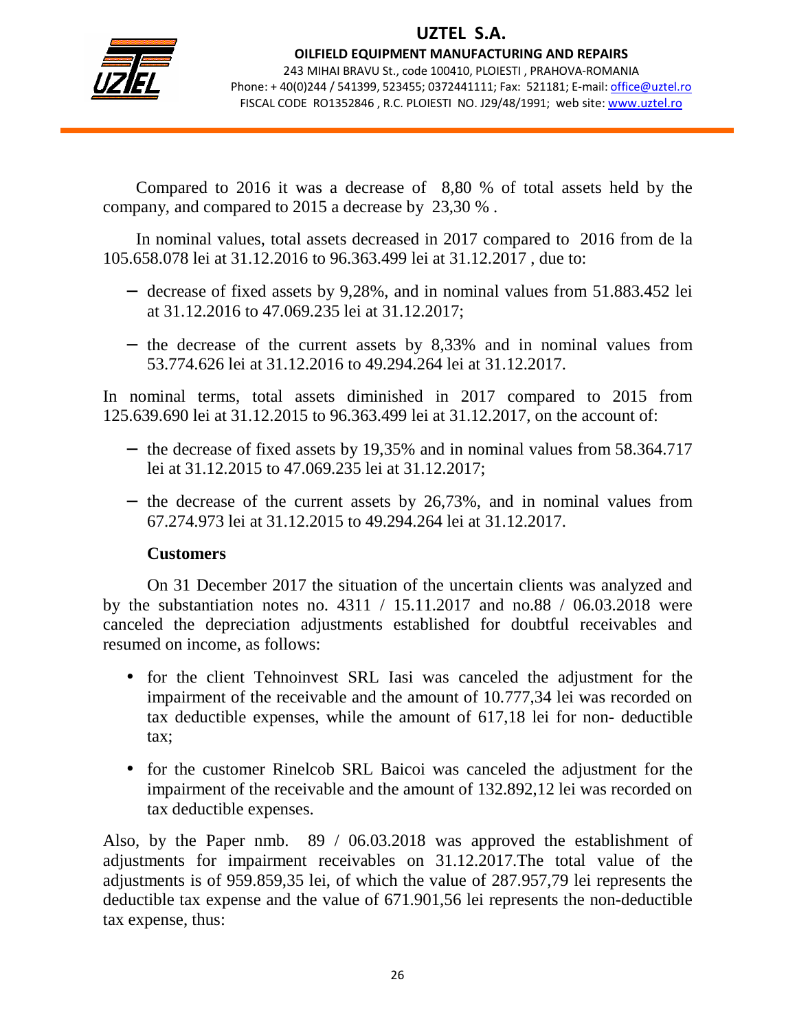Compared to 2016 it was a decrease of 8,80 % of total assets held by the company, and compared to 2015 a decrease by 23,30 % .

In nominal values, total assets decreased in 2017 compared to 2016 from de la 105.658.078 lei at 31.12.2016 to 96.363.499 lei at 31.12.2017 , due to:

- decrease of fixed assets by 9,28%, and in nominal values from 51.883.452 lei at 31.12.2016 to 47.069.235 lei at 31.12.2017;
- the decrease of the current assets by 8,33% and in nominal values from 53.774.626 lei at 31.12.2016 to 49.294.264 lei at 31.12.2017.

In nominal terms, total assets diminished in 2017 compared to 2015 from 125.639.690 lei at 31.12.2015 to 96.363.499 lei at 31.12.2017, on the account of:

- the decrease of fixed assets by 19,35% and in nominal values from 58.364.717 lei at 31.12.2015 to 47.069.235 lei at 31.12.2017;
- the decrease of the current assets by 26,73%, and in nominal values from 67.274.973 lei at 31.12.2015 to 49.294.264 lei at 31.12.2017.

**Customers**

On 31 December 2017 the situation of the uncertain clients was analyzed and by the substantiation notes no. 4311 / 15.11.2017 and no.88 / 06.03.2018 were canceled the depreciation adjustments established for doubtful receivables and resumed on income, as follows:

- for the client Tehnoinvest SRL Iasi was canceled the adjustment for the impairment of the receivable and the amount of 10.777,34 lei was recorded on tax deductible expenses, while the amount of 617,18 lei for non- deductible tax;
- for the customer Rinelcob SRL Baicoi was canceled the adjustment for the impairment of the receivable and the amount of 132.892,12 lei was recorded on tax deductible expenses.

Also, by the Paper nmb. 89 / 06.03.2018 was approved the establishment of adjustments for impairment receivables on 31.12.2017.The total value of the adjustments is of 959.859,35 lei, of which the value of 287.957,79 lei represents the deductible tax expense and the value of 671.901,56 lei represents the non-deductible tax expense, thus: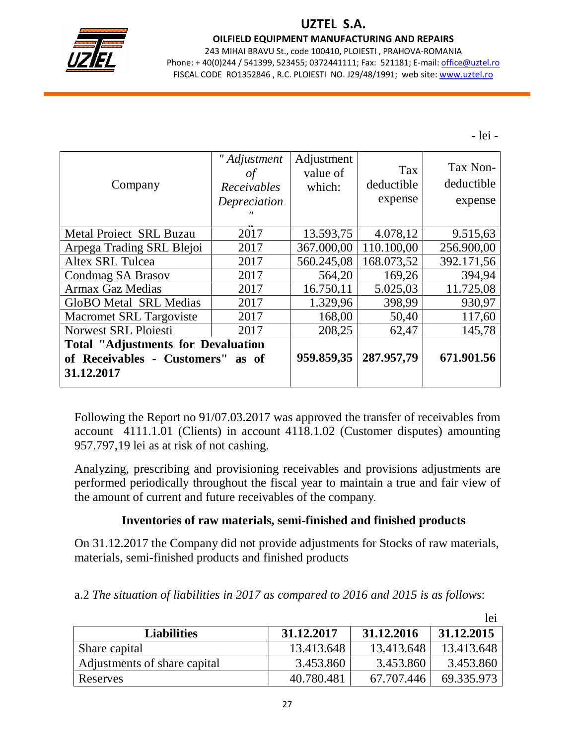- lei -

| Company | " *Adjustment of Receivables Depreciation* " | Adjustment value of which: | Tax deductible expense | Tax Non-deductible expense |
|---|---|---|---|---|
| Metal Proiect SRL Buzau | 2017 | 13.593,75 | 4.078,12 | 9.515,63 |
| Arpega Trading SRL Blejoi | 2017 | 367.000,00 | 110.100,00 | 256.900,00 |
| Altex SRL Tulcea | 2017 | 560.245,08 | 168.073,52 | 392.171,56 |
| Condmag SA Brasov | 2017 | 564,20 | 169,26 | 394,94 |
| Armax Gaz Medias | 2017 | 16.750,11 | 5.025,03 | 11.725,08 |
| GloBO Metal SRL Medias | 2017 | 1.329,96 | 398,99 | 930,97 |
| Macromet SRL Targoviste | 2017 | 168,00 | 50,40 | 117,60 |
| Norwest SRL Ploiesti | 2017 | 208,25 | 62,47 | 145,78 |
| **Total "Adjustments for Devaluation of Receivables - Customers" as of 31.12.2017** | | **959.859,35** | **287.957,79** | **671.901.56** |

Following the Report no 91/07.03.2017 was approved the transfer of receivables from account 4111.1.01 (Clients) in account 4118.1.02 (Customer disputes) amounting 957.797,19 lei as at risk of not cashing.

Analyzing, prescribing and provisioning receivables and provisions adjustments are performed periodically throughout the fiscal year to maintain a true and fair view of the amount of current and future receivables of the company.

### Inventories of raw materials, semi-finished and finished products

On 31.12.2017 the Company did not provide adjustments for Stocks of raw materials, materials, semi-finished products and finished products

a.2 *The situation of liabilities in 2017 as compared to 2016 and 2015 is as follows*:

lei

| Liabilities | 31.12.2017 | 31.12.2016 | 31.12.2015 |
|---|---|---|---|
| Share capital | 13.413.648 | 13.413.648 | 13.413.648 |
| Adjustments of share capital | 3.453.860 | 3.453.860 | 3.453.860 |
| Reserves | 40.780.481 | 67.707.446 | 69.335.973 |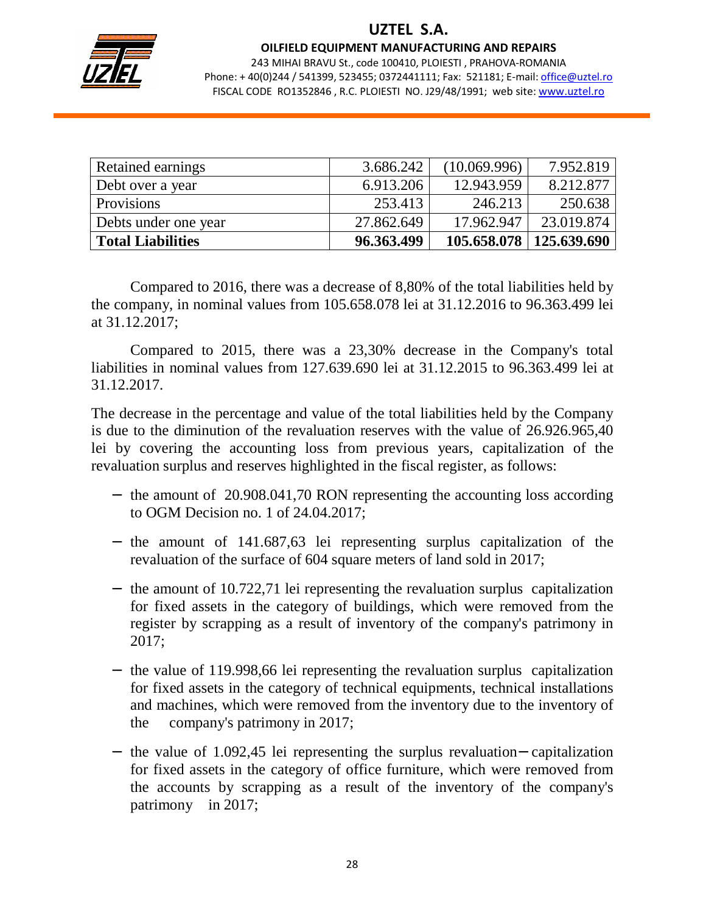| | | | |
|---|---|---|---|
| Retained earnings | 3.686.242 | (10.069.996) | 7.952.819 |
| Debt over a year | 6.913.206 | 12.943.959 | 8.212.877 |
| Provisions | 253.413 | 246.213 | 250.638 |
| Debts under one year | 27.862.649 | 17.962.947 | 23.019.874 |
| **Total Liabilities** | **96.363.499** | **105.658.078** | **125.639.690** |

Compared to 2016, there was a decrease of 8,80% of the total liabilities held by the company, in nominal values from 105.658.078 lei at 31.12.2016 to 96.363.499 lei at 31.12.2017;

Compared to 2015, there was a 23,30% decrease in the Company's total liabilities in nominal values from 127.639.690 lei at 31.12.2015 to 96.363.499 lei at 31.12.2017.

The decrease in the percentage and value of the total liabilities held by the Company is due to the diminution of the revaluation reserves with the value of 26.926.965,40 lei by covering the accounting loss from previous years, capitalization of the revaluation surplus and reserves highlighted in the fiscal register, as follows:

- the amount of 20.908.041,70 RON representing the accounting loss according to OGM Decision no. 1 of 24.04.2017;
- the amount of 141.687,63 lei representing surplus capitalization of the revaluation of the surface of 604 square meters of land sold in 2017;
- the amount of 10.722,71 lei representing the revaluation surplus capitalization for fixed assets in the category of buildings, which were removed from the register by scrapping as a result of inventory of the company's patrimony in 2017;
- the value of 119.998,66 lei representing the revaluation surplus capitalization for fixed assets in the category of technical equipments, technical installations and machines, which were removed from the inventory due to the inventory of the company's patrimony in 2017;
- the value of 1.092,45 lei representing the surplus revaluation– capitalization for fixed assets in the category of office furniture, which were removed from the accounts by scrapping as a result of the inventory of the company's patrimony in 2017;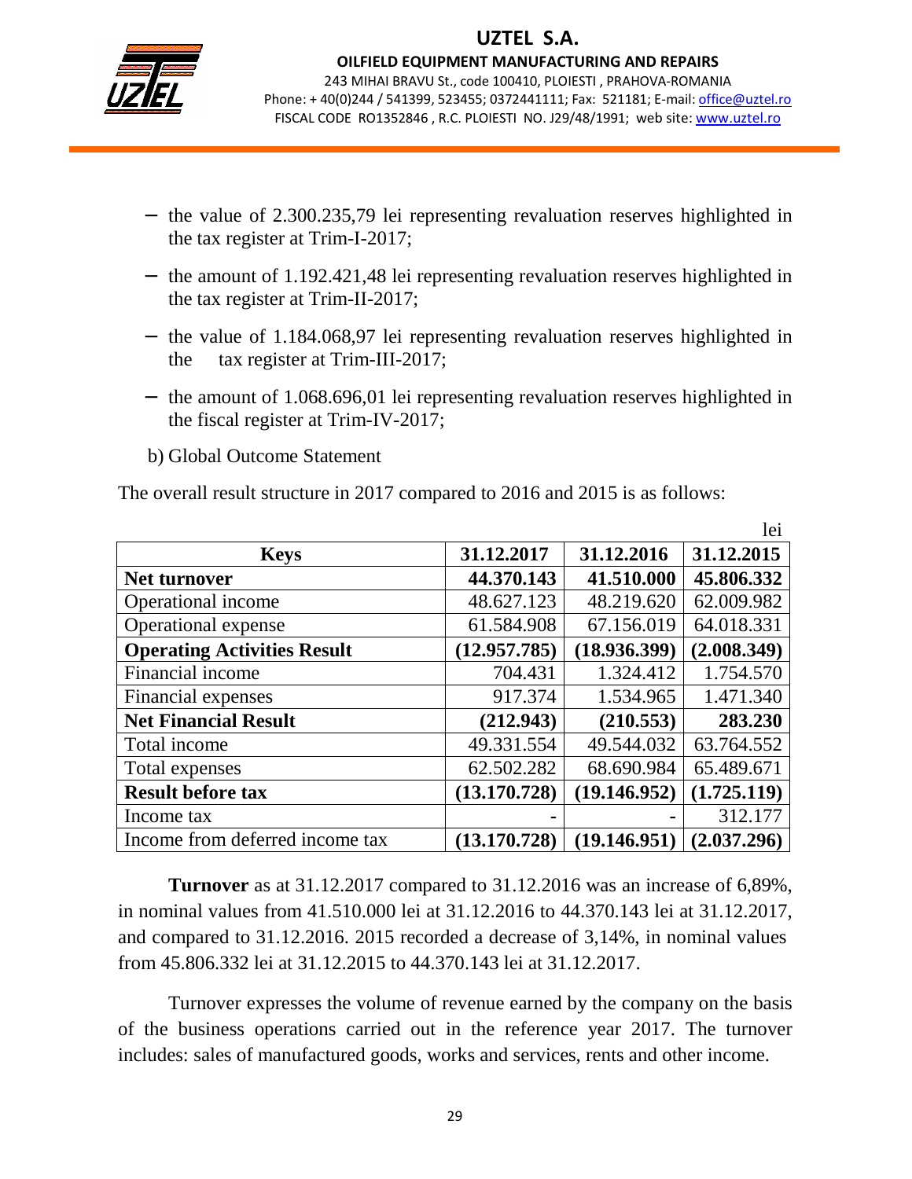- the value of 2.300.235,79 lei representing revaluation reserves highlighted in the tax register at Trim-I-2017;
- the amount of 1.192.421,48 lei representing revaluation reserves highlighted in the tax register at Trim-II-2017;
- the value of 1.184.068,97 lei representing revaluation reserves highlighted in the tax register at Trim-III-2017;
- the amount of 1.068.696,01 lei representing revaluation reserves highlighted in the fiscal register at Trim-IV-2017;

b) Global Outcome Statement

The overall result structure in 2017 compared to 2016 and 2015 is as follows:

lei

| Keys | 31.12.2017 | 31.12.2016 | 31.12.2015 |
|---|---|---|---|
| **Net turnover** | **44.370.143** | **41.510.000** | **45.806.332** |
| Operational income | 48.627.123 | 48.219.620 | 62.009.982 |
| Operational expense | 61.584.908 | 67.156.019 | 64.018.331 |
| **Operating Activities Result** | **(12.957.785)** | **(18.936.399)** | **(2.008.349)** |
| Financial income | 704.431 | 1.324.412 | 1.754.570 |
| Financial expenses | 917.374 | 1.534.965 | 1.471.340 |
| **Net Financial Result** | **(212.943)** | **(210.553)** | **283.230** |
| Total income | 49.331.554 | 49.544.032 | 63.764.552 |
| Total expenses | 62.502.282 | 68.690.984 | 65.489.671 |
| **Result before tax** | **(13.170.728)** | **(19.146.952)** | **(1.725.119)** |
| Income tax | - | - | 312.177 |
| Income from deferred income tax | **(13.170.728)** | **(19.146.951)** | **(2.037.296)** |

**Turnover** as at 31.12.2017 compared to 31.12.2016 was an increase of 6,89%, in nominal values from 41.510.000 lei at 31.12.2016 to 44.370.143 lei at 31.12.2017, and compared to 31.12.2016. 2015 recorded a decrease of 3,14%, in nominal values from 45.806.332 lei at 31.12.2015 to 44.370.143 lei at 31.12.2017.

Turnover expresses the volume of revenue earned by the company on the basis of the business operations carried out in the reference year 2017. The turnover includes: sales of manufactured goods, works and services, rents and other income.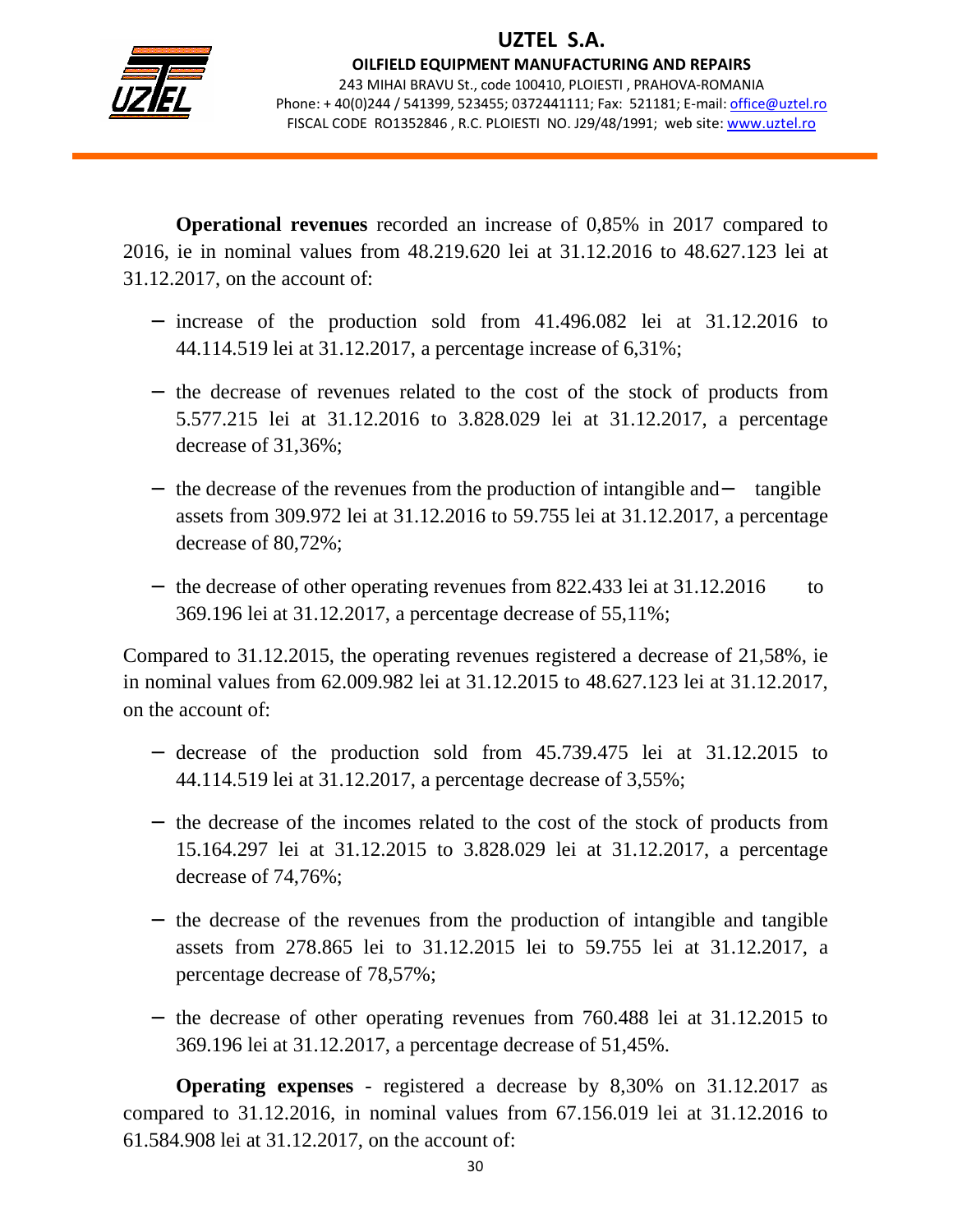**Operational revenues** recorded an increase of 0,85% in 2017 compared to 2016, ie in nominal values from 48.219.620 lei at 31.12.2016 to 48.627.123 lei at 31.12.2017, on the account of:

- increase of the production sold from 41.496.082 lei at 31.12.2016 to 44.114.519 lei at 31.12.2017, a percentage increase of 6,31%;
- the decrease of revenues related to the cost of the stock of products from 5.577.215 lei at 31.12.2016 to 3.828.029 lei at 31.12.2017, a percentage decrease of 31,36%;
- the decrease of the revenues from the production of intangible and− tangible assets from 309.972 lei at 31.12.2016 to 59.755 lei at 31.12.2017, a percentage decrease of 80,72%;
- the decrease of other operating revenues from 822.433 lei at 31.12.2016 to 369.196 lei at 31.12.2017, a percentage decrease of 55,11%;

Compared to 31.12.2015, the operating revenues registered a decrease of 21,58%, ie in nominal values from 62.009.982 lei at 31.12.2015 to 48.627.123 lei at 31.12.2017, on the account of:

- decrease of the production sold from 45.739.475 lei at 31.12.2015 to 44.114.519 lei at 31.12.2017, a percentage decrease of 3,55%;
- the decrease of the incomes related to the cost of the stock of products from 15.164.297 lei at 31.12.2015 to 3.828.029 lei at 31.12.2017, a percentage decrease of 74,76%;
- the decrease of the revenues from the production of intangible and tangible assets from 278.865 lei to 31.12.2015 lei to 59.755 lei at 31.12.2017, a percentage decrease of 78,57%;
- the decrease of other operating revenues from 760.488 lei at 31.12.2015 to 369.196 lei at 31.12.2017, a percentage decrease of 51,45%.

**Operating expenses** - registered a decrease by 8,30% on 31.12.2017 as compared to 31.12.2016, in nominal values from 67.156.019 lei at 31.12.2016 to 61.584.908 lei at 31.12.2017, on the account of: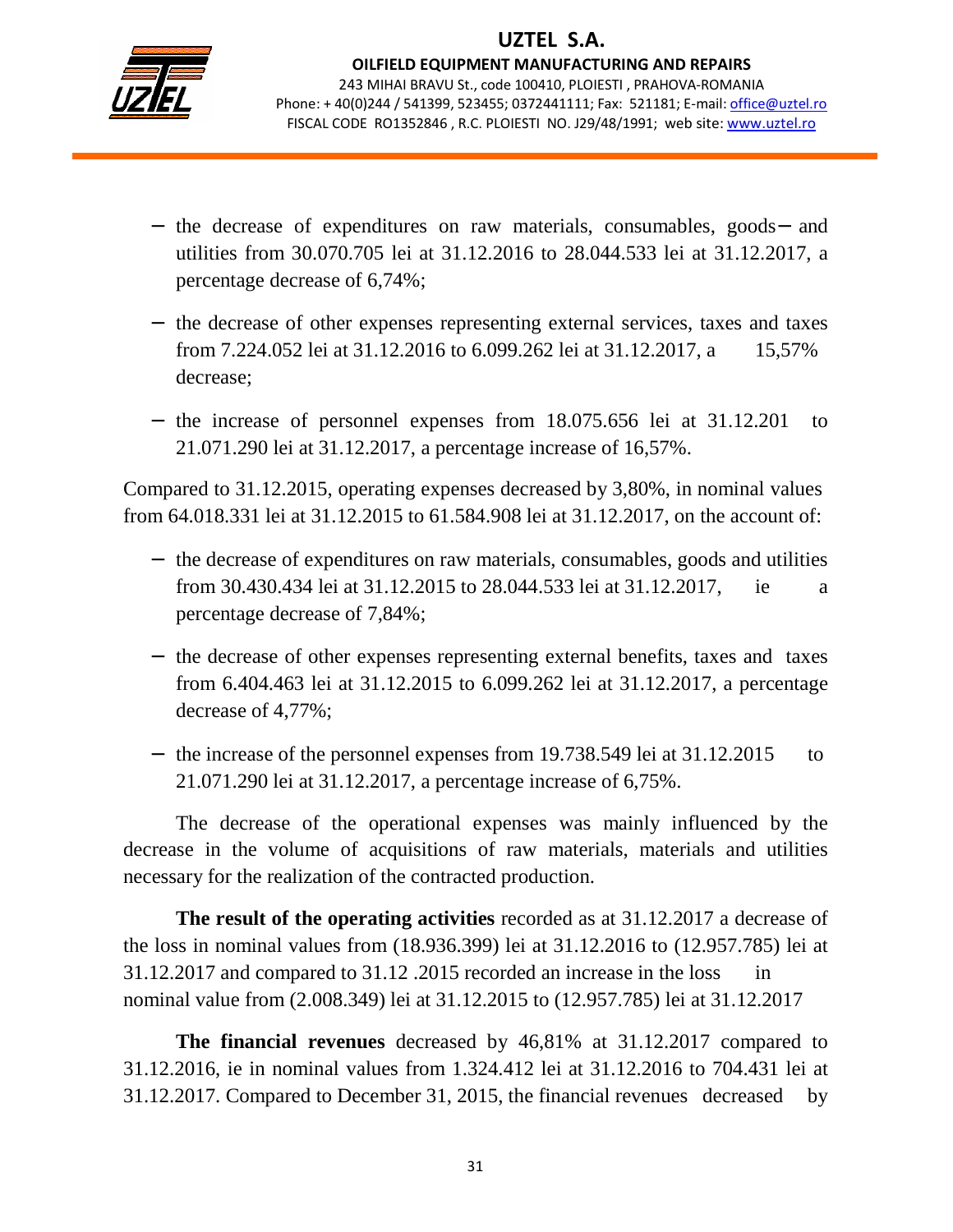- the decrease of expenditures on raw materials, consumables, goods– and utilities from 30.070.705 lei at 31.12.2016 to 28.044.533 lei at 31.12.2017, a percentage decrease of 6,74%;
- the decrease of other expenses representing external services, taxes and taxes from 7.224.052 lei at 31.12.2016 to 6.099.262 lei at 31.12.2017, a 15,57% decrease;
- the increase of personnel expenses from 18.075.656 lei at 31.12.201 to 21.071.290 lei at 31.12.2017, a percentage increase of 16,57%.

Compared to 31.12.2015, operating expenses decreased by 3,80%, in nominal values from 64.018.331 lei at 31.12.2015 to 61.584.908 lei at 31.12.2017, on the account of:

- the decrease of expenditures on raw materials, consumables, goods and utilities from 30.430.434 lei at 31.12.2015 to 28.044.533 lei at 31.12.2017, ie a percentage decrease of 7,84%;
- the decrease of other expenses representing external benefits, taxes and taxes from 6.404.463 lei at 31.12.2015 to 6.099.262 lei at 31.12.2017, a percentage decrease of 4,77%;
- the increase of the personnel expenses from 19.738.549 lei at 31.12.2015 to 21.071.290 lei at 31.12.2017, a percentage increase of 6,75%.

The decrease of the operational expenses was mainly influenced by the decrease in the volume of acquisitions of raw materials, materials and utilities necessary for the realization of the contracted production.

**The result of the operating activities** recorded as at 31.12.2017 a decrease of the loss in nominal values from (18.936.399) lei at 31.12.2016 to (12.957.785) lei at 31.12.2017 and compared to 31.12 .2015 recorded an increase in the loss in nominal value from (2.008.349) lei at 31.12.2015 to (12.957.785) lei at 31.12.2017

**The financial revenues** decreased by 46,81% at 31.12.2017 compared to 31.12.2016, ie in nominal values from 1.324.412 lei at 31.12.2016 to 704.431 lei at 31.12.2017. Compared to December 31, 2015, the financial revenues decreased by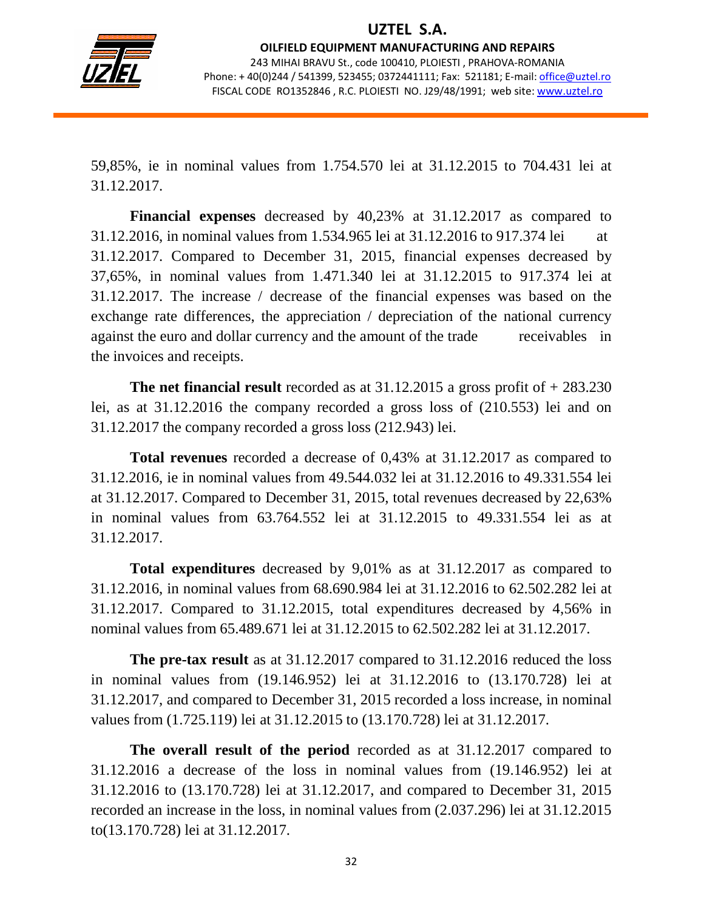59,85%, ie in nominal values from 1.754.570 lei at 31.12.2015 to 704.431 lei at 31.12.2017.

**Financial expenses** decreased by 40,23% at 31.12.2017 as compared to 31.12.2016, in nominal values from 1.534.965 lei at 31.12.2016 to 917.374 lei at 31.12.2017. Compared to December 31, 2015, financial expenses decreased by 37,65%, in nominal values from 1.471.340 lei at 31.12.2015 to 917.374 lei at 31.12.2017. The increase / decrease of the financial expenses was based on the exchange rate differences, the appreciation / depreciation of the national currency against the euro and dollar currency and the amount of the trade receivables in the invoices and receipts.

**The net financial result** recorded as at 31.12.2015 a gross profit of + 283.230 lei, as at 31.12.2016 the company recorded a gross loss of (210.553) lei and on 31.12.2017 the company recorded a gross loss (212.943) lei.

**Total revenues** recorded a decrease of 0,43% at 31.12.2017 as compared to 31.12.2016, ie in nominal values from 49.544.032 lei at 31.12.2016 to 49.331.554 lei at 31.12.2017. Compared to December 31, 2015, total revenues decreased by 22,63% in nominal values from 63.764.552 lei at 31.12.2015 to 49.331.554 lei as at 31.12.2017.

**Total expenditures** decreased by 9,01% as at 31.12.2017 as compared to 31.12.2016, in nominal values from 68.690.984 lei at 31.12.2016 to 62.502.282 lei at 31.12.2017. Compared to 31.12.2015, total expenditures decreased by 4,56% in nominal values from 65.489.671 lei at 31.12.2015 to 62.502.282 lei at 31.12.2017.

**The pre-tax result** as at 31.12.2017 compared to 31.12.2016 reduced the loss in nominal values from (19.146.952) lei at 31.12.2016 to (13.170.728) lei at 31.12.2017, and compared to December 31, 2015 recorded a loss increase, in nominal values from (1.725.119) lei at 31.12.2015 to (13.170.728) lei at 31.12.2017.

**The overall result of the period** recorded as at 31.12.2017 compared to 31.12.2016 a decrease of the loss in nominal values from (19.146.952) lei at 31.12.2016 to (13.170.728) lei at 31.12.2017, and compared to December 31, 2015 recorded an increase in the loss, in nominal values from (2.037.296) lei at 31.12.2015 to(13.170.728) lei at 31.12.2017.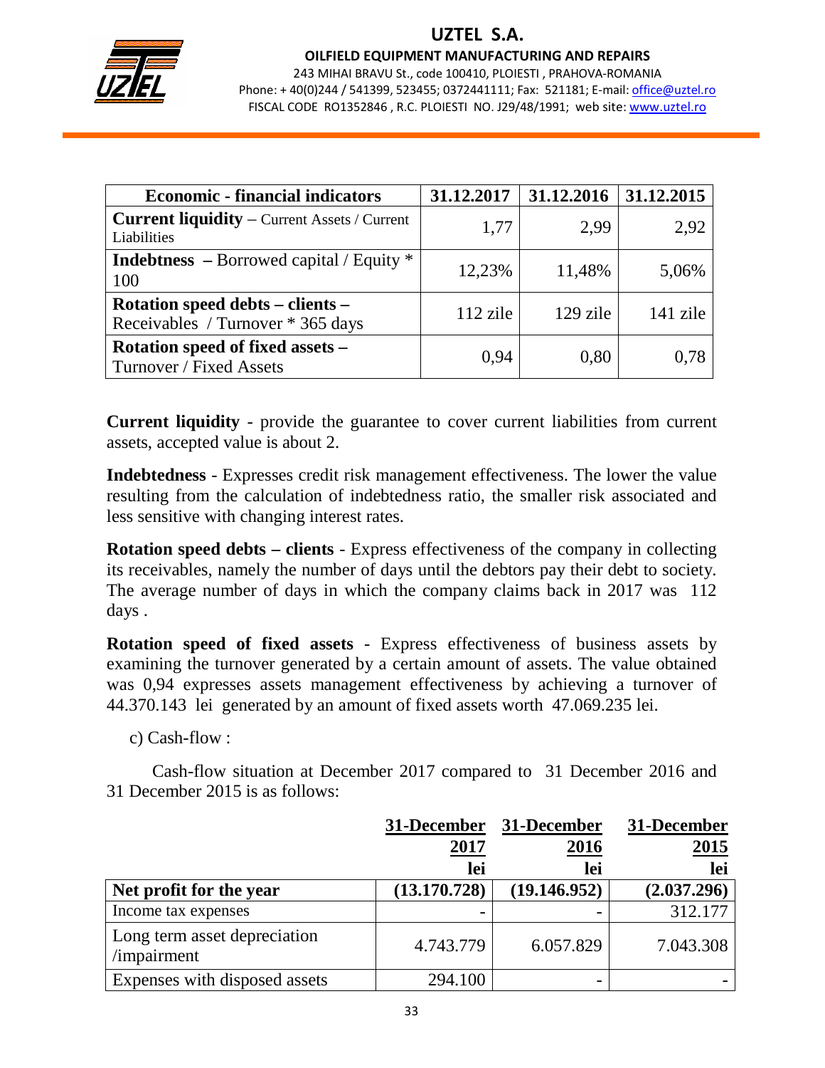| Economic - financial indicators | 31.12.2017 | 31.12.2016 | 31.12.2015 |
|---|---|---|---|
| **Current liquidity** – Current Assets / Current Liabilities | 1,77 | 2,99 | 2,92 |
| **Indebtness –** Borrowed capital / Equity * 100 | 12,23% | 11,48% | 5,06% |
| **Rotation speed debts – clients –** Receivables / Turnover * 365 days | 112 zile | 129 zile | 141 zile |
| **Rotation speed of fixed assets –** Turnover / Fixed Assets | 0,94 | 0,80 | 0,78 |

**Current liquidity** - provide the guarantee to cover current liabilities from current assets, accepted value is about 2.

**Indebtedness** - Expresses credit risk management effectiveness. The lower the value resulting from the calculation of indebtedness ratio, the smaller risk associated and less sensitive with changing interest rates.

**Rotation speed debts – clients** - Express effectiveness of the company in collecting its receivables, namely the number of days until the debtors pay their debt to society. The average number of days in which the company claims back in 2017 was 112 days .

**Rotation speed of fixed assets** - Express effectiveness of business assets by examining the turnover generated by a certain amount of assets. The value obtained was 0,94 expresses assets management effectiveness by achieving a turnover of 44.370.143 lei generated by an amount of fixed assets worth 47.069.235 lei.

c) Cash-flow :

Cash-flow situation at December 2017 compared to 31 December 2016 and 31 December 2015 is as follows:

| | 31-December 2017 lei | 31-December 2016 lei | 31-December 2015 lei |
|---|---|---|---|
| **Net profit for the year** | **(13.170.728)** | **(19.146.952)** | **(2.037.296)** |
| Income tax expenses | - | - | 312.177 |
| Long term asset depreciation /impairment | 4.743.779 | 6.057.829 | 7.043.308 |
| Expenses with disposed assets | 294.100 | - | - |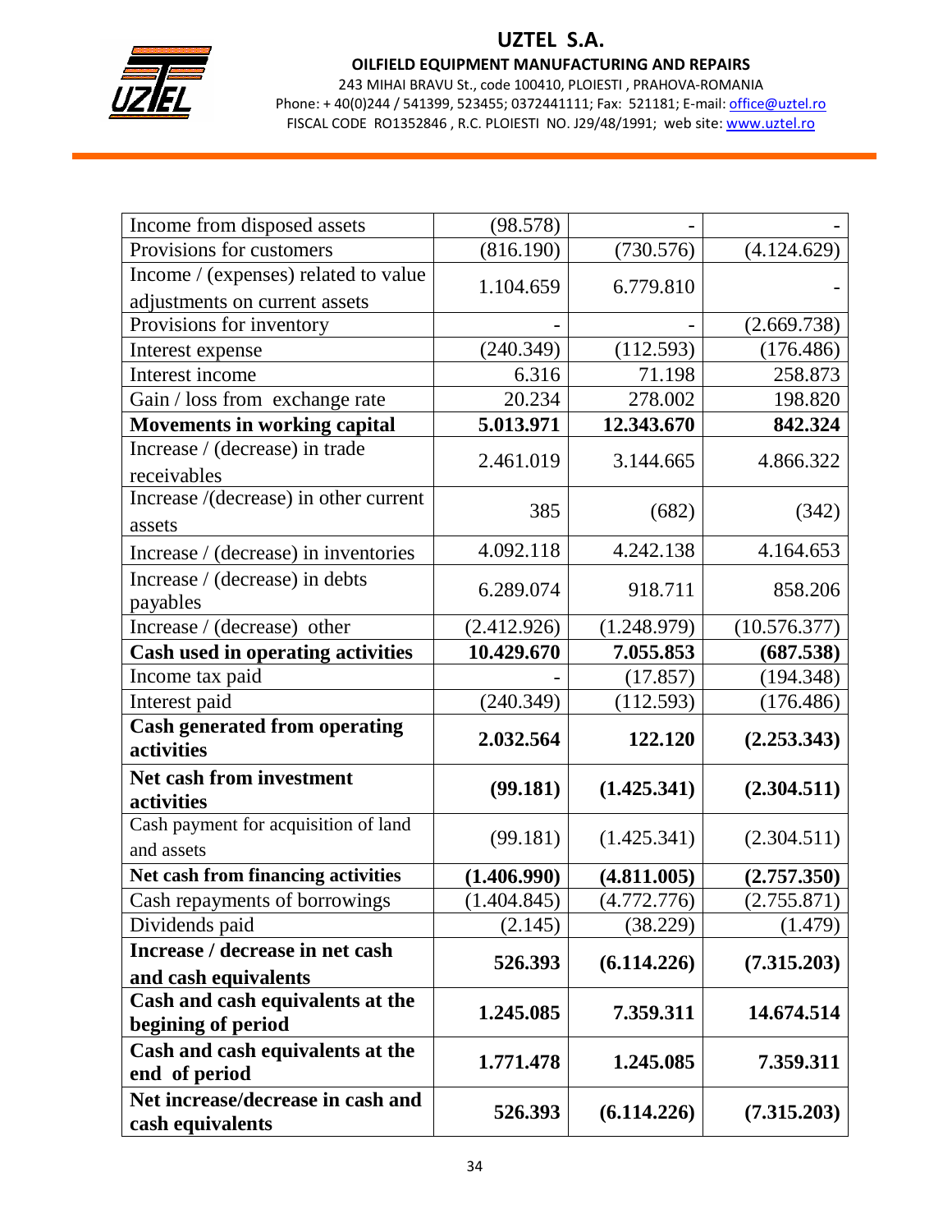| | | | |
|---|---|---|---|
| Income from disposed assets | (98.578) | - | - |
| Provisions for customers | (816.190) | (730.576) | (4.124.629) |
| Income / (expenses) related to value adjustments on current assets | 1.104.659 | 6.779.810 | - |
| Provisions for inventory | - | - | (2.669.738) |
| Interest expense | (240.349) | (112.593) | (176.486) |
| Interest income | 6.316 | 71.198 | 258.873 |
| Gain / loss from exchange rate | 20.234 | 278.002 | 198.820 |
| **Movements in working capital** | **5.013.971** | **12.343.670** | **842.324** |
| Increase / (decrease) in trade receivables | 2.461.019 | 3.144.665 | 4.866.322 |
| Increase /(decrease) in other current assets | 385 | (682) | (342) |
| Increase / (decrease) in inventories | 4.092.118 | 4.242.138 | 4.164.653 |
| Increase / (decrease) in debts payables | 6.289.074 | 918.711 | 858.206 |
| Increase / (decrease) other | (2.412.926) | (1.248.979) | (10.576.377) |
| **Cash used in operating activities** | **10.429.670** | **7.055.853** | **(687.538)** |
| Income tax paid | - | (17.857) | (194.348) |
| Interest paid | (240.349) | (112.593) | (176.486) |
| **Cash generated from operating activities** | **2.032.564** | **122.120** | **(2.253.343)** |
| **Net cash from investment activities** | **(99.181)** | **(1.425.341)** | **(2.304.511)** |
| Cash payment for acquisition of land and assets | (99.181) | (1.425.341) | (2.304.511) |
| **Net cash from financing activities** | **(1.406.990)** | **(4.811.005)** | **(2.757.350)** |
| Cash repayments of borrowings | (1.404.845) | (4.772.776) | (2.755.871) |
| Dividends paid | (2.145) | (38.229) | (1.479) |
| **Increase / decrease in net cash and cash equivalents** | **526.393** | **(6.114.226)** | **(7.315.203)** |
| **Cash and cash equivalents at the begining of period** | **1.245.085** | **7.359.311** | **14.674.514** |
| **Cash and cash equivalents at the end of period** | **1.771.478** | **1.245.085** | **7.359.311** |
| **Net increase/decrease in cash and cash equivalents** | **526.393** | **(6.114.226)** | **(7.315.203)** |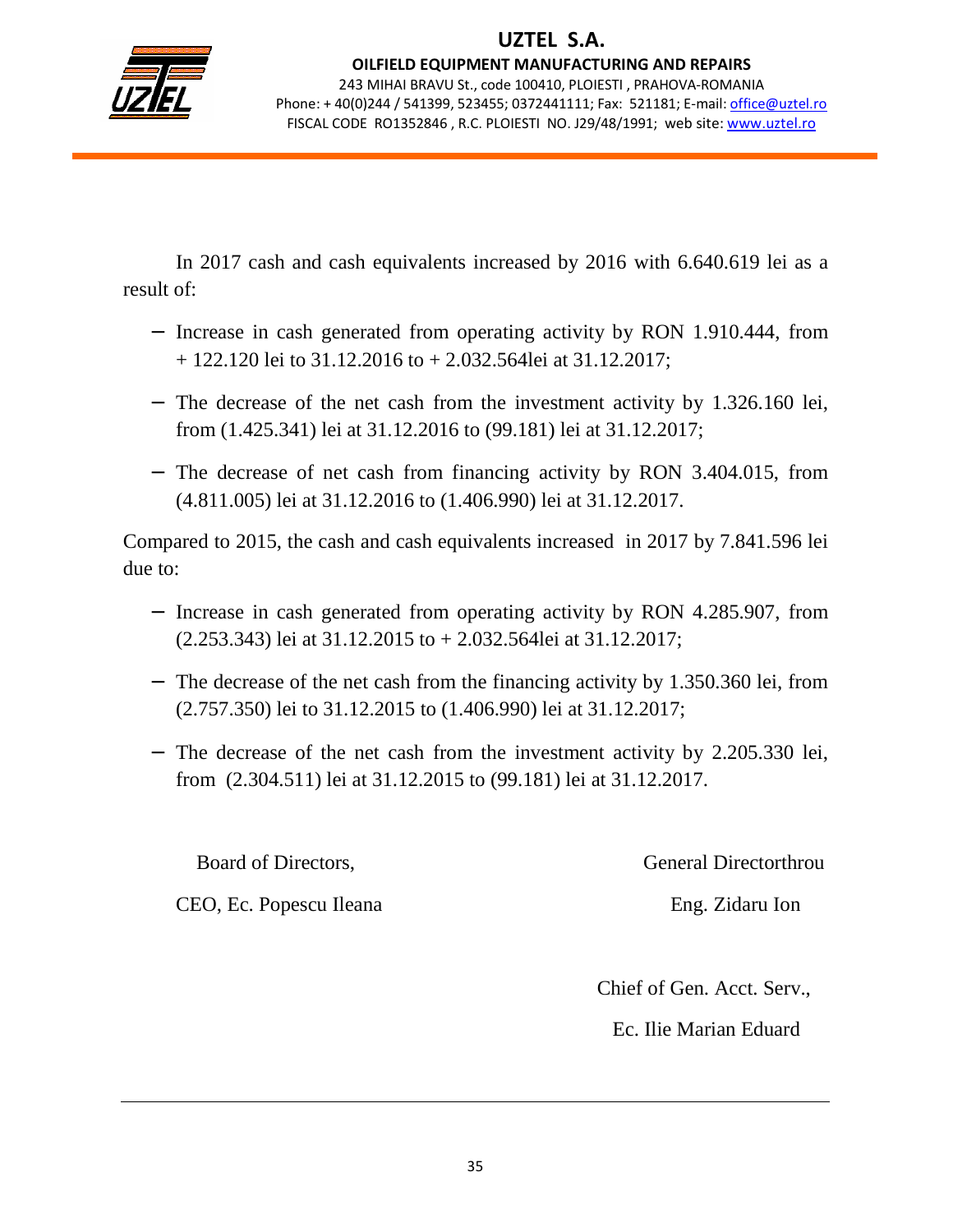In 2017 cash and cash equivalents increased by 2016 with 6.640.619 lei as a result of:

- Increase in cash generated from operating activity by RON 1.910.444, from + 122.120 lei to 31.12.2016 to + 2.032.564lei at 31.12.2017;
- The decrease of the net cash from the investment activity by 1.326.160 lei, from (1.425.341) lei at 31.12.2016 to (99.181) lei at 31.12.2017;
- The decrease of net cash from financing activity by RON 3.404.015, from (4.811.005) lei at 31.12.2016 to (1.406.990) lei at 31.12.2017.

Compared to 2015, the cash and cash equivalents increased in 2017 by 7.841.596 lei due to:

- Increase in cash generated from operating activity by RON 4.285.907, from (2.253.343) lei at 31.12.2015 to + 2.032.564lei at 31.12.2017;
- The decrease of the net cash from the financing activity by 1.350.360 lei, from (2.757.350) lei to 31.12.2015 to (1.406.990) lei at 31.12.2017;
- The decrease of the net cash from the investment activity by 2.205.330 lei, from (2.304.511) lei at 31.12.2015 to (99.181) lei at 31.12.2017.

Board of Directors,

CEO, Ec. Popescu Ileana

General Directorthrou

Eng. Zidaru Ion

Chief of Gen. Acct. Serv.,

Ec. Ilie Marian Eduard